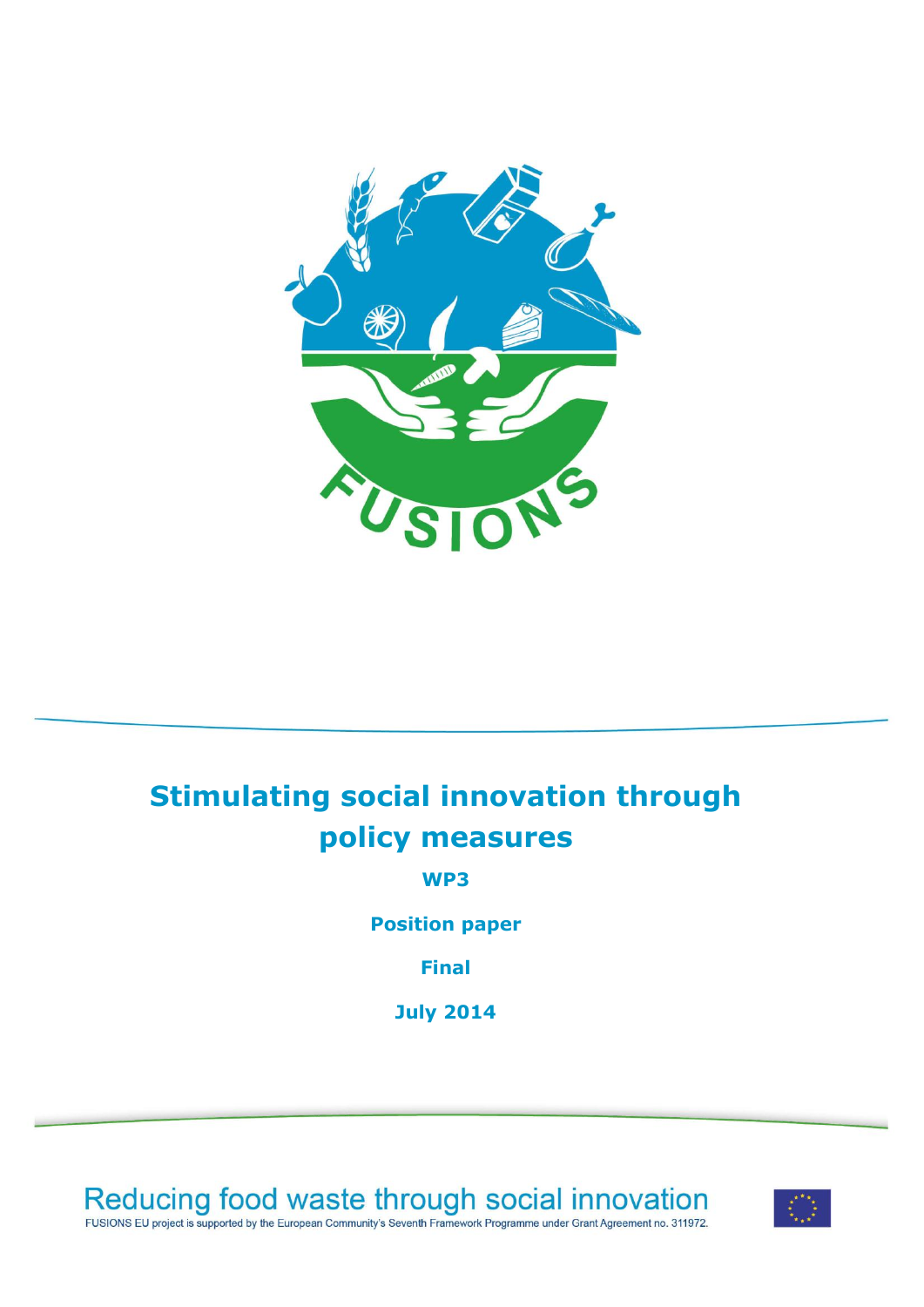# Stimulating social innovation through policy measures

**WP3**

**Position paper**

**Final**

**July 2014**

Reducing food waste through social innovation

FUSIONS EU project is supported by the European Community's Seventh Framework Programme under Grant Agreement no. 311972.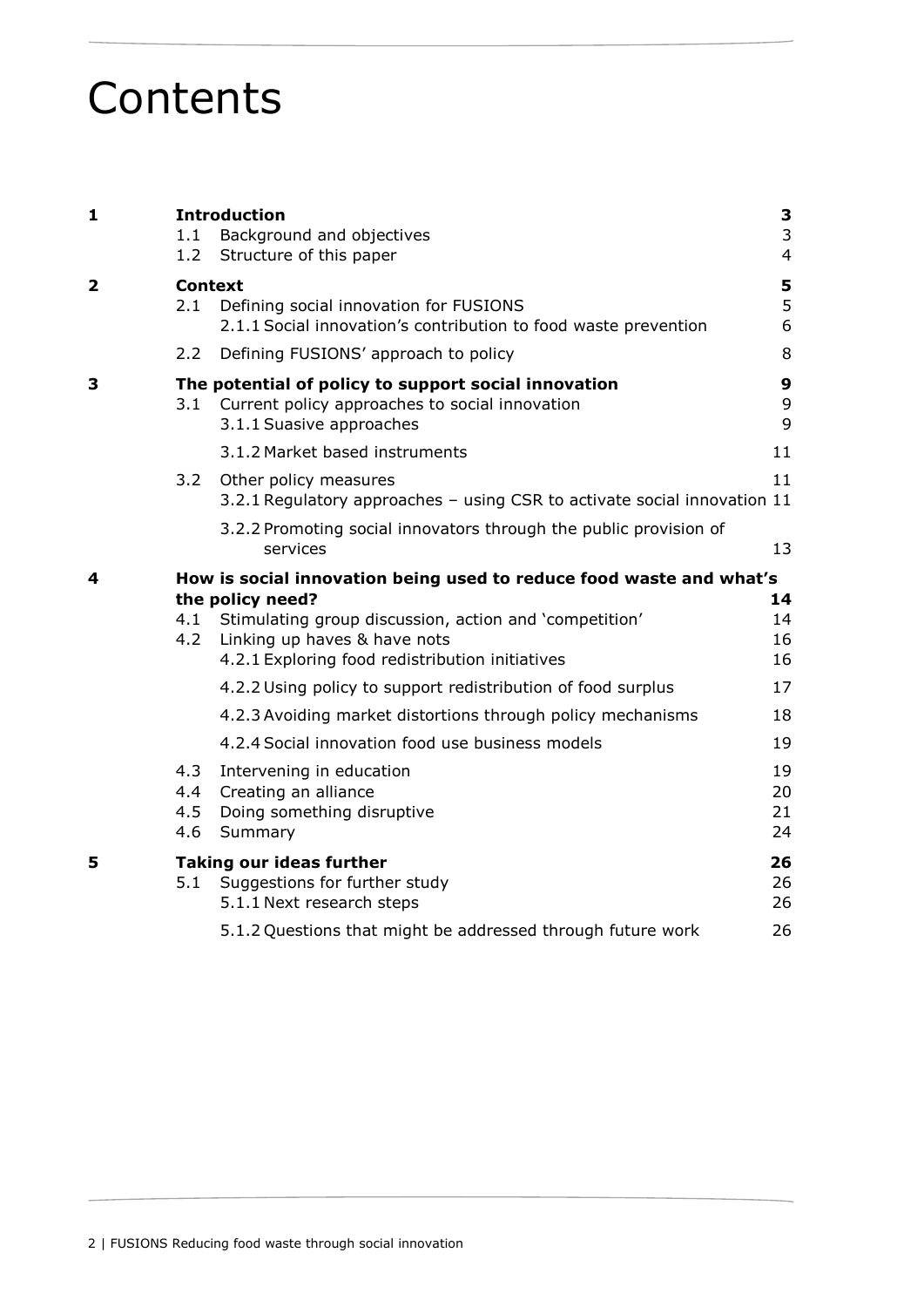# Contents

| | | | |
|---|---|---|---|
| **1** | **Introduction** | | **3** |
| | 1.1 | Background and objectives | 3 |
| | 1.2 | Structure of this paper | 4 |
| **2** | **Context** | | **5** |
| | 2.1 | Defining social innovation for FUSIONS | 5 |
| | | 2.1.1 Social innovation's contribution to food waste prevention | 6 |
| | 2.2 | Defining FUSIONS' approach to policy | 8 |
| **3** | **The potential of policy to support social innovation** | | **9** |
| | 3.1 | Current policy approaches to social innovation | 9 |
| | | 3.1.1 Suasive approaches | 9 |
| | | 3.1.2 Market based instruments | 11 |
| | 3.2 | Other policy measures | 11 |
| | | 3.2.1 Regulatory approaches – using CSR to activate social innovation | 11 |
| | | 3.2.2 Promoting social innovators through the public provision of services | 13 |
| **4** | **How is social innovation being used to reduce food waste and what's the policy need?** | | **14** |
| | 4.1 | Stimulating group discussion, action and 'competition' | 14 |
| | 4.2 | Linking up haves & have nots | 16 |
| | | 4.2.1 Exploring food redistribution initiatives | 16 |
| | | 4.2.2 Using policy to support redistribution of food surplus | 17 |
| | | 4.2.3 Avoiding market distortions through policy mechanisms | 18 |
| | | 4.2.4 Social innovation food use business models | 19 |
| | 4.3 | Intervening in education | 19 |
| | 4.4 | Creating an alliance | 20 |
| | 4.5 | Doing something disruptive | 21 |
| | 4.6 | Summary | 24 |
| **5** | **Taking our ideas further** | | **26** |
| | 5.1 | Suggestions for further study | 26 |
| | | 5.1.1 Next research steps | 26 |
| | | 5.1.2 Questions that might be addressed through future work | 26 |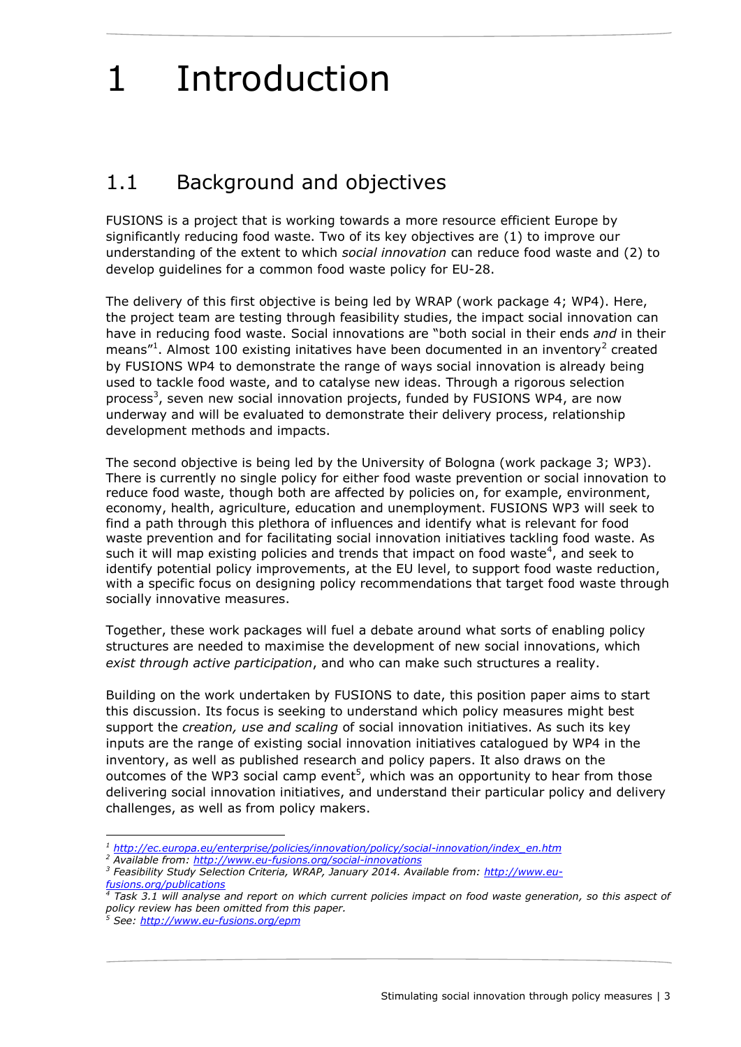# 1 Introduction

## 1.1 Background and objectives

FUSIONS is a project that is working towards a more resource efficient Europe by significantly reducing food waste. Two of its key objectives are (1) to improve our understanding of the extent to which *social innovation* can reduce food waste and (2) to develop guidelines for a common food waste policy for EU-28.

The delivery of this first objective is being led by WRAP (work package 4; WP4). Here, the project team are testing through feasibility studies, the impact social innovation can have in reducing food waste. Social innovations are "both social in their ends *and* in their means"[1]. Almost 100 existing initatives have been documented in an inventory[2] created by FUSIONS WP4 to demonstrate the range of ways social innovation is already being used to tackle food waste, and to catalyse new ideas. Through a rigorous selection process[3], seven new social innovation projects, funded by FUSIONS WP4, are now underway and will be evaluated to demonstrate their delivery process, relationship development methods and impacts.

The second objective is being led by the University of Bologna (work package 3; WP3). There is currently no single policy for either food waste prevention or social innovation to reduce food waste, though both are affected by policies on, for example, environment, economy, health, agriculture, education and unemployment. FUSIONS WP3 will seek to find a path through this plethora of influences and identify what is relevant for food waste prevention and for facilitating social innovation initiatives tackling food waste. As such it will map existing policies and trends that impact on food waste[4], and seek to identify potential policy improvements, at the EU level, to support food waste reduction, with a specific focus on designing policy recommendations that target food waste through socially innovative measures.

Together, these work packages will fuel a debate around what sorts of enabling policy structures are needed to maximise the development of new social innovations, which *exist through active participation*, and who can make such structures a reality.

Building on the work undertaken by FUSIONS to date, this position paper aims to start this discussion. Its focus is seeking to understand which policy measures might best support the *creation, use and scaling* of social innovation initiatives. As such its key inputs are the range of existing social innovation initiatives catalogued by WP4 in the inventory, as well as published research and policy papers. It also draws on the outcomes of the WP3 social camp event[5], which was an opportunity to hear from those delivering social innovation initiatives, and understand their particular policy and delivery challenges, as well as from policy makers.

---

*[1] http://ec.europa.eu/enterprise/policies/innovation/policy/social-innovation/index_en.htm*

*[2] Available from: http://www.eu-fusions.org/social-innovations*

*[3] Feasibility Study Selection Criteria, WRAP, January 2014. Available from: http://www.eu-fusions.org/publications*

*[4] Task 3.1 will analyse and report on which current policies impact on food waste generation, so this aspect of policy review has been omitted from this paper.*

*[5] See: http://www.eu-fusions.org/epm*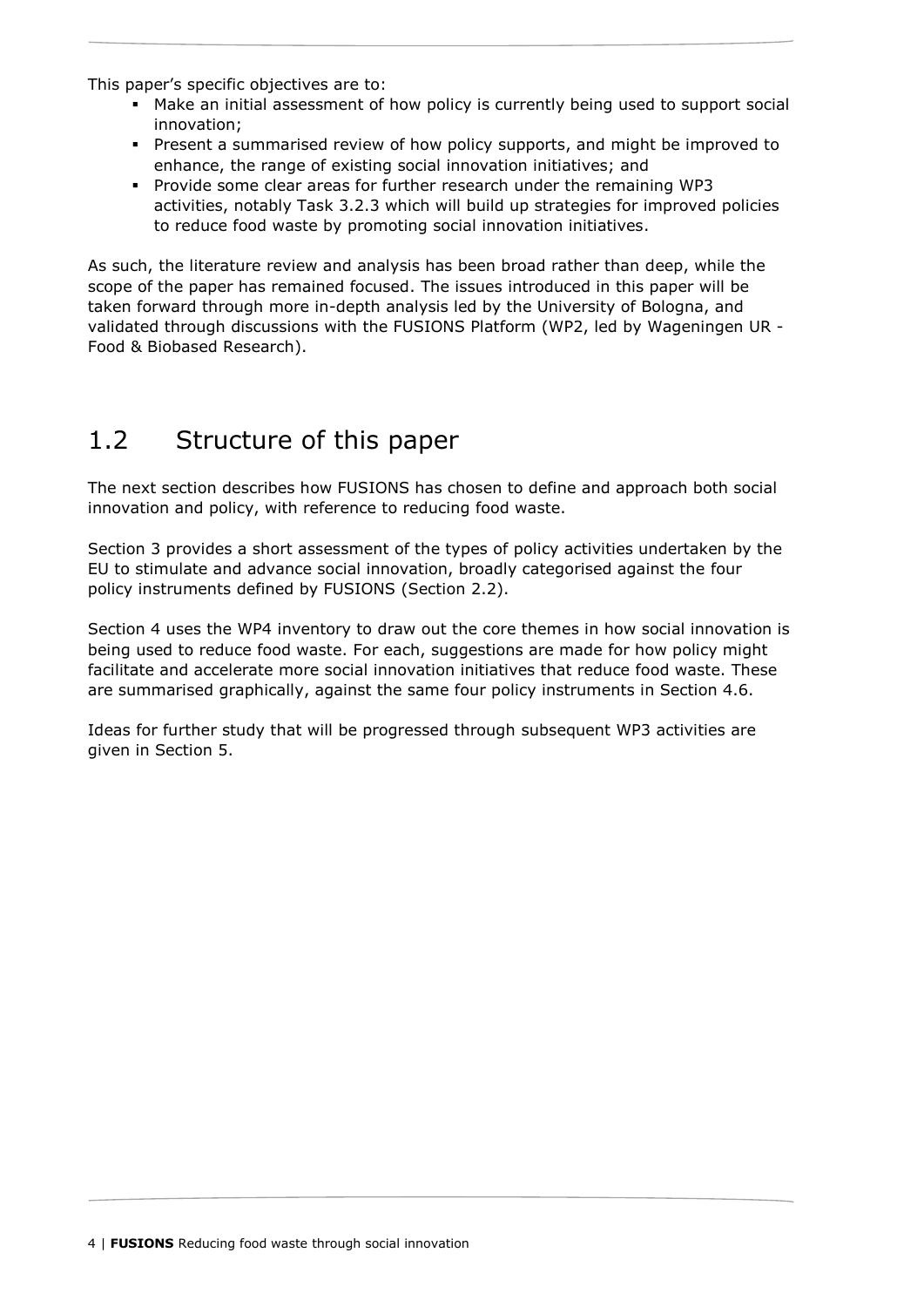This paper's specific objectives are to:

- Make an initial assessment of how policy is currently being used to support social innovation;
- Present a summarised review of how policy supports, and might be improved to enhance, the range of existing social innovation initiatives; and
- Provide some clear areas for further research under the remaining WP3 activities, notably Task 3.2.3 which will build up strategies for improved policies to reduce food waste by promoting social innovation initiatives.

As such, the literature review and analysis has been broad rather than deep, while the scope of the paper has remained focused. The issues introduced in this paper will be taken forward through more in-depth analysis led by the University of Bologna, and validated through discussions with the FUSIONS Platform (WP2, led by Wageningen UR - Food & Biobased Research).

## 1.2 Structure of this paper

The next section describes how FUSIONS has chosen to define and approach both social innovation and policy, with reference to reducing food waste.

Section 3 provides a short assessment of the types of policy activities undertaken by the EU to stimulate and advance social innovation, broadly categorised against the four policy instruments defined by FUSIONS (Section 2.2).

Section 4 uses the WP4 inventory to draw out the core themes in how social innovation is being used to reduce food waste. For each, suggestions are made for how policy might facilitate and accelerate more social innovation initiatives that reduce food waste. These are summarised graphically, against the same four policy instruments in Section 4.6.

Ideas for further study that will be progressed through subsequent WP3 activities are given in Section 5.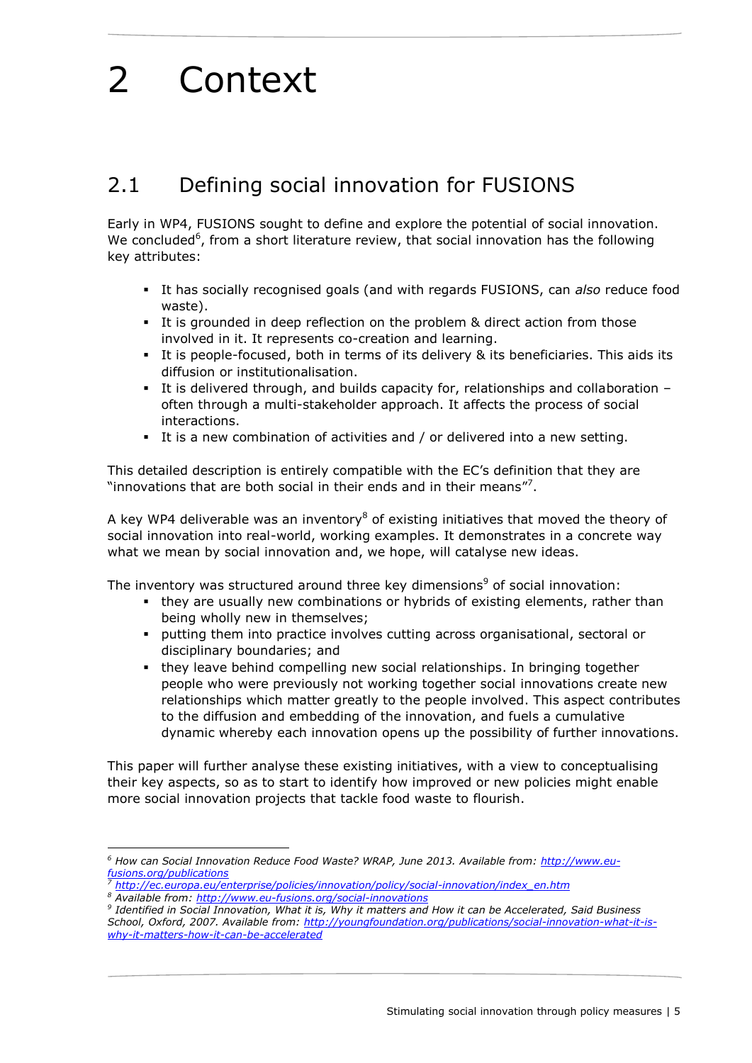# 2 Context

## 2.1 Defining social innovation for FUSIONS

Early in WP4, FUSIONS sought to define and explore the potential of social innovation. We concluded[6], from a short literature review, that social innovation has the following key attributes:

- It has socially recognised goals (and with regards FUSIONS, can *also* reduce food waste).
- It is grounded in deep reflection on the problem & direct action from those involved in it. It represents co-creation and learning.
- It is people-focused, both in terms of its delivery & its beneficiaries. This aids its diffusion or institutionalisation.
- It is delivered through, and builds capacity for, relationships and collaboration – often through a multi-stakeholder approach. It affects the process of social interactions.
- It is a new combination of activities and / or delivered into a new setting.

This detailed description is entirely compatible with the EC's definition that they are "innovations that are both social in their ends and in their means"[7].

A key WP4 deliverable was an inventory[8] of existing initiatives that moved the theory of social innovation into real-world, working examples. It demonstrates in a concrete way what we mean by social innovation and, we hope, will catalyse new ideas.

The inventory was structured around three key dimensions[9] of social innovation:

- they are usually new combinations or hybrids of existing elements, rather than being wholly new in themselves;
- putting them into practice involves cutting across organisational, sectoral or disciplinary boundaries; and
- they leave behind compelling new social relationships. In bringing together people who were previously not working together social innovations create new relationships which matter greatly to the people involved. This aspect contributes to the diffusion and embedding of the innovation, and fuels a cumulative dynamic whereby each innovation opens up the possibility of further innovations.

This paper will further analyse these existing initiatives, with a view to conceptualising their key aspects, so as to start to identify how improved or new policies might enable more social innovation projects that tackle food waste to flourish.

---

[6] *How can Social Innovation Reduce Food Waste? WRAP, June 2013. Available from: http://www.eu-fusions.org/publications*

[7] *http://ec.europa.eu/enterprise/policies/innovation/policy/social-innovation/index_en.htm*

[8] *Available from: http://www.eu-fusions.org/social-innovations*

[9] *Identified in Social Innovation, What it is, Why it matters and How it can be Accelerated, Said Business School, Oxford, 2007. Available from: http://youngfoundation.org/publications/social-innovation-what-it-is-why-it-matters-how-it-can-be-accelerated*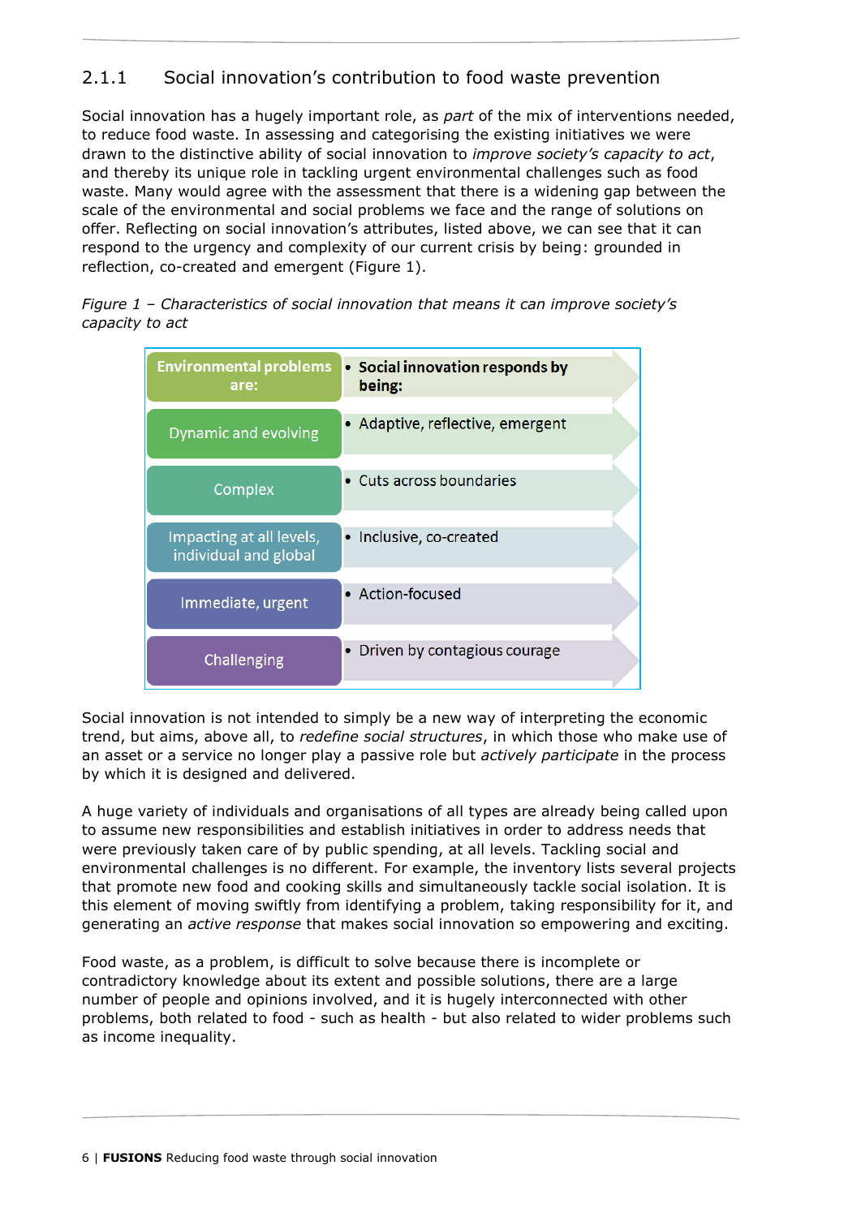### 2.1.1 Social innovation's contribution to food waste prevention

Social innovation has a hugely important role, as *part* of the mix of interventions needed, to reduce food waste. In assessing and categorising the existing initiatives we were drawn to the distinctive ability of social innovation to *improve society's capacity to act*, and thereby its unique role in tackling urgent environmental challenges such as food waste. Many would agree with the assessment that there is a widening gap between the scale of the environmental and social problems we face and the range of solutions on offer. Reflecting on social innovation's attributes, listed above, we can see that it can respond to the urgency and complexity of our current crisis by being: grounded in reflection, co-created and emergent (Figure 1).

*Figure 1 – Characteristics of social innovation that means it can improve society's capacity to act*

| Environmental problems are: | Social innovation responds by being: |
|---|---|
| Dynamic and evolving | Adaptive, reflective, emergent |
| Complex | Cuts across boundaries |
| Impacting at all levels, individual and global | Inclusive, co-created |
| Immediate, urgent | Action-focused |
| Challenging | Driven by contagious courage |

Social innovation is not intended to simply be a new way of interpreting the economic trend, but aims, above all, to *redefine social structures*, in which those who make use of an asset or a service no longer play a passive role but *actively participate* in the process by which it is designed and delivered.

A huge variety of individuals and organisations of all types are already being called upon to assume new responsibilities and establish initiatives in order to address needs that were previously taken care of by public spending, at all levels. Tackling social and environmental challenges is no different. For example, the inventory lists several projects that promote new food and cooking skills and simultaneously tackle social isolation. It is this element of moving swiftly from identifying a problem, taking responsibility for it, and generating an *active response* that makes social innovation so empowering and exciting.

Food waste, as a problem, is difficult to solve because there is incomplete or contradictory knowledge about its extent and possible solutions, there are a large number of people and opinions involved, and it is hugely interconnected with other problems, both related to food - such as health - but also related to wider problems such as income inequality.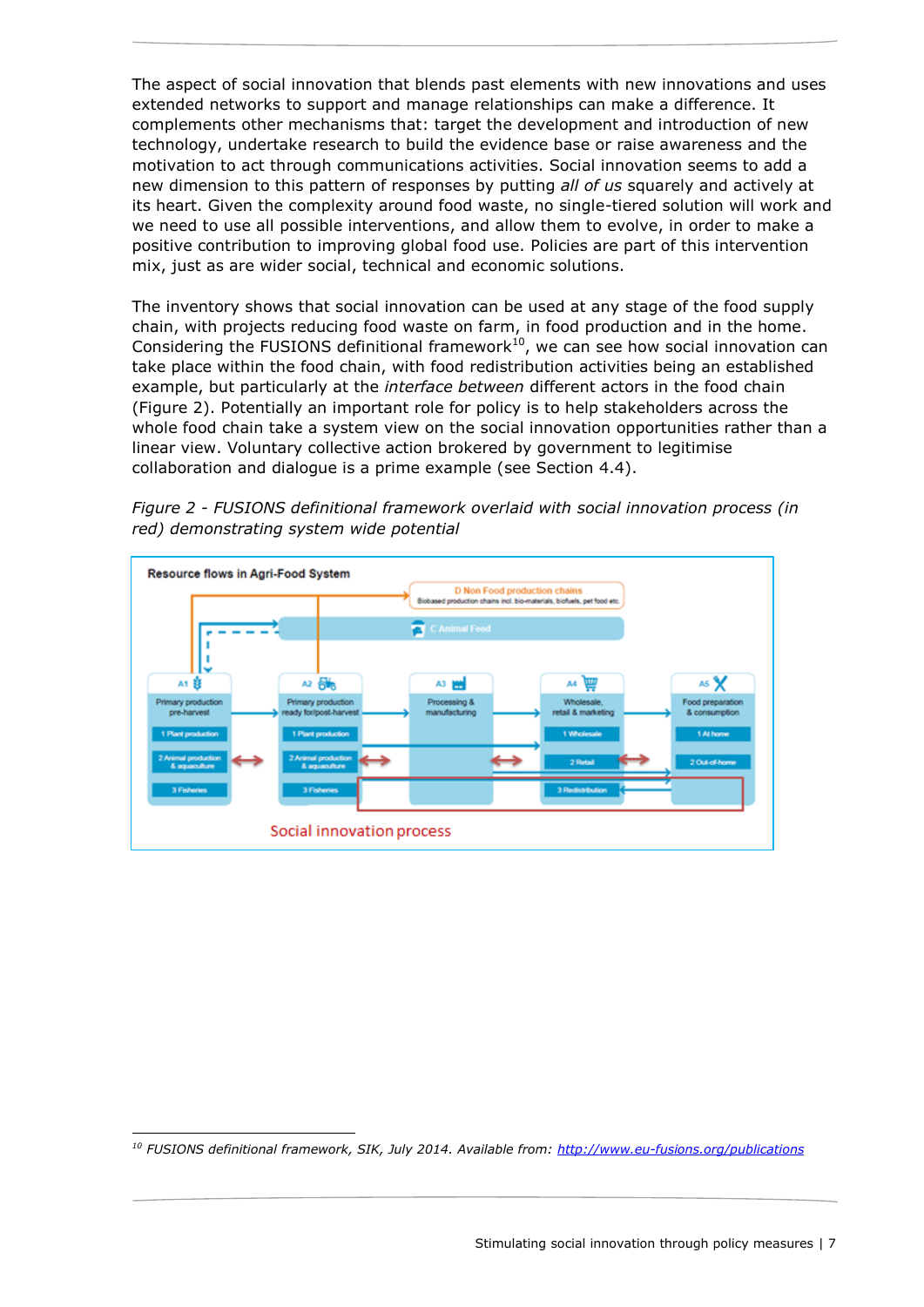The aspect of social innovation that blends past elements with new innovations and uses extended networks to support and manage relationships can make a difference. It complements other mechanisms that: target the development and introduction of new technology, undertake research to build the evidence base or raise awareness and the motivation to act through communications activities. Social innovation seems to add a new dimension to this pattern of responses by putting *all of us* squarely and actively at its heart. Given the complexity around food waste, no single-tiered solution will work and we need to use all possible interventions, and allow them to evolve, in order to make a positive contribution to improving global food use. Policies are part of this intervention mix, just as are wider social, technical and economic solutions.

The inventory shows that social innovation can be used at any stage of the food supply chain, with projects reducing food waste on farm, in food production and in the home. Considering the FUSIONS definitional framework[10], we can see how social innovation can take place within the food chain, with food redistribution activities being an established example, but particularly at the *interface between* different actors in the food chain (Figure 2). Potentially an important role for policy is to help stakeholders across the whole food chain take a system view on the social innovation opportunities rather than a linear view. Voluntary collective action brokered by government to legitimise collaboration and dialogue is a prime example (see Section 4.4).

*Figure 2 - FUSIONS definitional framework overlaid with social innovation process (in red) demonstrating system wide potential*

Resource flows in Agri-Food System

D Non Food production chains
Biobased production chains incl. bio-materials, biofuels, pet food etc.

C Animal Feed

A1 Primary production pre-harvest
1 Plant production
2 Animal production & aquaculture
3 Fisheries

A2 Primary production ready for/post-harvest
1 Plant production
2 Animal production & aquaculture
3 Fisheries

A3 Processing & manufacturing

A4 Wholesale, retail & marketing
1 Wholesale
2 Retail
3 Redistribution

A5 Food preparation & consumption
1 At home
2 Out-of-home

Social innovation process

---

[10] *FUSIONS definitional framework, SIK, July 2014. Available from: http://www.eu-fusions.org/publications*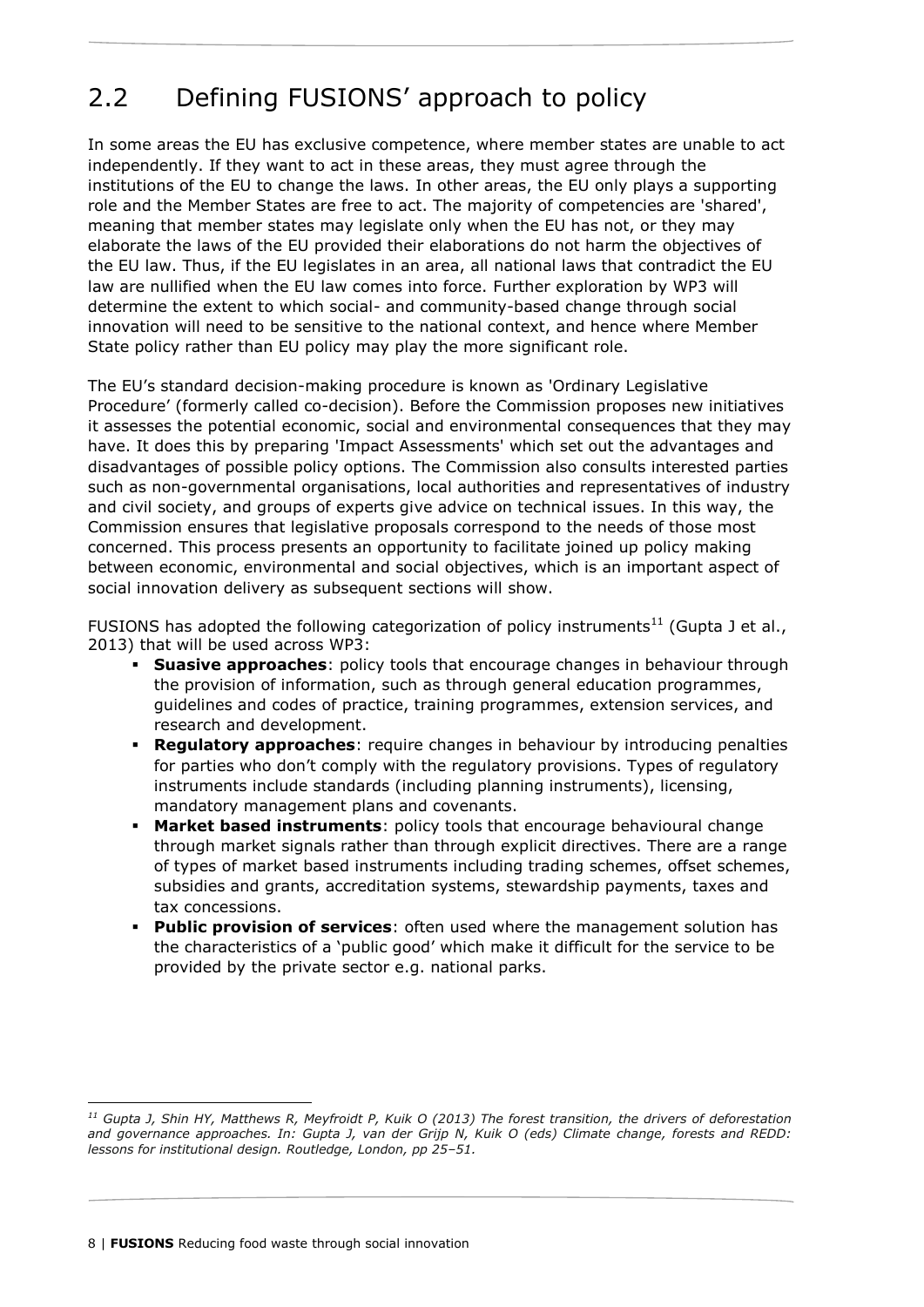## 2.2 Defining FUSIONS' approach to policy

In some areas the EU has exclusive competence, where member states are unable to act independently. If they want to act in these areas, they must agree through the institutions of the EU to change the laws. In other areas, the EU only plays a supporting role and the Member States are free to act. The majority of competencies are 'shared', meaning that member states may legislate only when the EU has not, or they may elaborate the laws of the EU provided their elaborations do not harm the objectives of the EU law. Thus, if the EU legislates in an area, all national laws that contradict the EU law are nullified when the EU law comes into force. Further exploration by WP3 will determine the extent to which social- and community-based change through social innovation will need to be sensitive to the national context, and hence where Member State policy rather than EU policy may play the more significant role.

The EU's standard decision-making procedure is known as 'Ordinary Legislative Procedure' (formerly called co-decision). Before the Commission proposes new initiatives it assesses the potential economic, social and environmental consequences that they may have. It does this by preparing 'Impact Assessments' which set out the advantages and disadvantages of possible policy options. The Commission also consults interested parties such as non-governmental organisations, local authorities and representatives of industry and civil society, and groups of experts give advice on technical issues. In this way, the Commission ensures that legislative proposals correspond to the needs of those most concerned. This process presents an opportunity to facilitate joined up policy making between economic, environmental and social objectives, which is an important aspect of social innovation delivery as subsequent sections will show.

FUSIONS has adopted the following categorization of policy instruments[11] (Gupta J et al., 2013) that will be used across WP3:

- **Suasive approaches**: policy tools that encourage changes in behaviour through the provision of information, such as through general education programmes, guidelines and codes of practice, training programmes, extension services, and research and development.
- **Regulatory approaches**: require changes in behaviour by introducing penalties for parties who don't comply with the regulatory provisions. Types of regulatory instruments include standards (including planning instruments), licensing, mandatory management plans and covenants.
- **Market based instruments**: policy tools that encourage behavioural change through market signals rather than through explicit directives. There are a range of types of market based instruments including trading schemes, offset schemes, subsidies and grants, accreditation systems, stewardship payments, taxes and tax concessions.
- **Public provision of services**: often used where the management solution has the characteristics of a 'public good' which make it difficult for the service to be provided by the private sector e.g. national parks.

---

*[11] Gupta J, Shin HY, Matthews R, Meyfroidt P, Kuik O (2013) The forest transition, the drivers of deforestation and governance approaches. In: Gupta J, van der Grijp N, Kuik O (eds) Climate change, forests and REDD: lessons for institutional design. Routledge, London, pp 25–51.*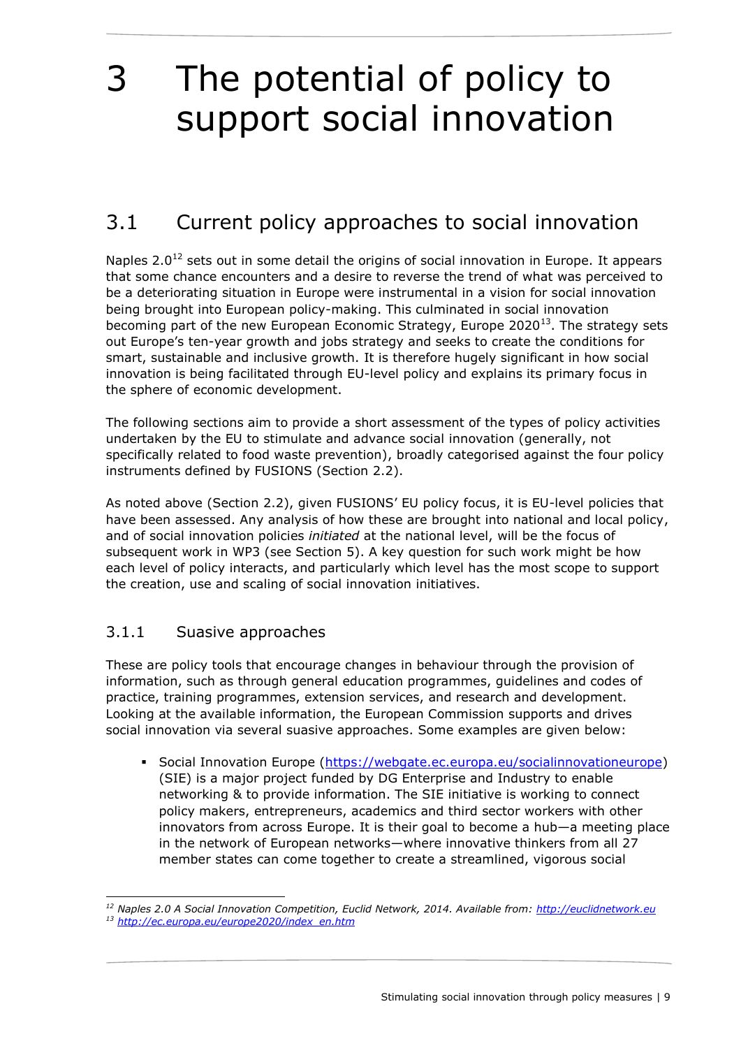# 3 The potential of policy to support social innovation

## 3.1 Current policy approaches to social innovation

Naples 2.0[12] sets out in some detail the origins of social innovation in Europe. It appears that some chance encounters and a desire to reverse the trend of what was perceived to be a deteriorating situation in Europe were instrumental in a vision for social innovation being brought into European policy-making. This culminated in social innovation becoming part of the new European Economic Strategy, Europe 2020[13]. The strategy sets out Europe's ten-year growth and jobs strategy and seeks to create the conditions for smart, sustainable and inclusive growth. It is therefore hugely significant in how social innovation is being facilitated through EU-level policy and explains its primary focus in the sphere of economic development.

The following sections aim to provide a short assessment of the types of policy activities undertaken by the EU to stimulate and advance social innovation (generally, not specifically related to food waste prevention), broadly categorised against the four policy instruments defined by FUSIONS (Section 2.2).

As noted above (Section 2.2), given FUSIONS' EU policy focus, it is EU-level policies that have been assessed. Any analysis of how these are brought into national and local policy, and of social innovation policies *initiated* at the national level, will be the focus of subsequent work in WP3 (see Section 5). A key question for such work might be how each level of policy interacts, and particularly which level has the most scope to support the creation, use and scaling of social innovation initiatives.

### 3.1.1 Suasive approaches

These are policy tools that encourage changes in behaviour through the provision of information, such as through general education programmes, guidelines and codes of practice, training programmes, extension services, and research and development. Looking at the available information, the European Commission supports and drives social innovation via several suasive approaches. Some examples are given below:

- Social Innovation Europe (https://webgate.ec.europa.eu/socialinnovationeurope) (SIE) is a major project funded by DG Enterprise and Industry to enable networking & to provide information. The SIE initiative is working to connect policy makers, entrepreneurs, academics and third sector workers with other innovators from across Europe. It is their goal to become a hub—a meeting place in the network of European networks—where innovative thinkers from all 27 member states can come together to create a streamlined, vigorous social

[12] *Naples 2.0 A Social Innovation Competition, Euclid Network, 2014. Available from: http://euclidnetwork.eu*

[13] *http://ec.europa.eu/europe2020/index_en.htm*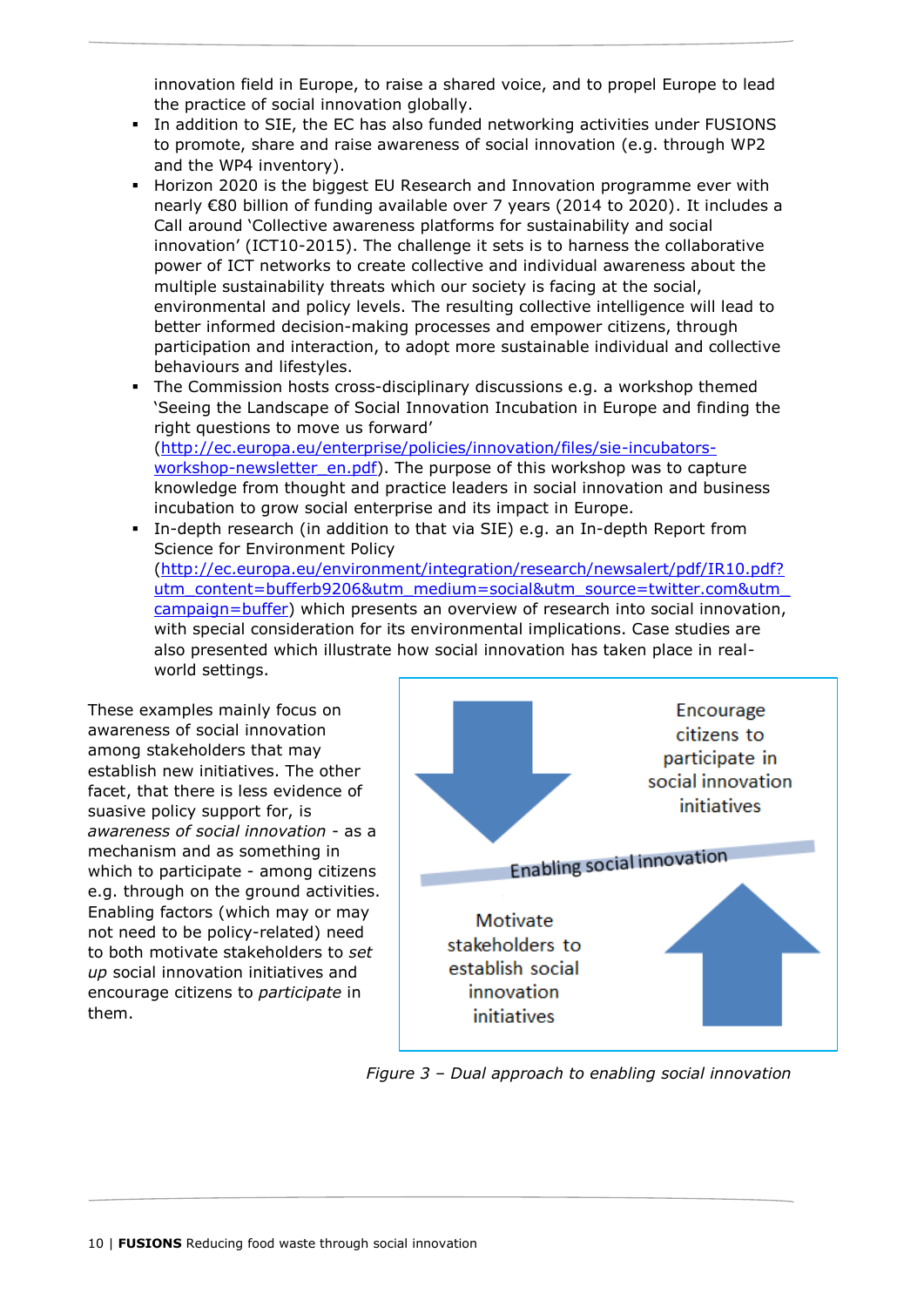innovation field in Europe, to raise a shared voice, and to propel Europe to lead the practice of social innovation globally.

- In addition to SIE, the EC has also funded networking activities under FUSIONS to promote, share and raise awareness of social innovation (e.g. through WP2 and the WP4 inventory).
- Horizon 2020 is the biggest EU Research and Innovation programme ever with nearly €80 billion of funding available over 7 years (2014 to 2020). It includes a Call around 'Collective awareness platforms for sustainability and social innovation' (ICT10-2015). The challenge it sets is to harness the collaborative power of ICT networks to create collective and individual awareness about the multiple sustainability threats which our society is facing at the social, environmental and policy levels. The resulting collective intelligence will lead to better informed decision-making processes and empower citizens, through participation and interaction, to adopt more sustainable individual and collective behaviours and lifestyles.
- The Commission hosts cross-disciplinary discussions e.g. a workshop themed 'Seeing the Landscape of Social Innovation Incubation in Europe and finding the right questions to move us forward' (http://ec.europa.eu/enterprise/policies/innovation/files/sie-incubators-workshop-newsletter_en.pdf). The purpose of this workshop was to capture knowledge from thought and practice leaders in social innovation and business incubation to grow social enterprise and its impact in Europe.
- In-depth research (in addition to that via SIE) e.g. an In-depth Report from Science for Environment Policy (http://ec.europa.eu/environment/integration/research/newsalert/pdf/IR10.pdf?utm_content=bufferb9206&utm_medium=social&utm_source=twitter.com&utm_campaign=buffer) which presents an overview of research into social innovation, with special consideration for its environmental implications. Case studies are also presented which illustrate how social innovation has taken place in real-world settings.

These examples mainly focus on awareness of social innovation among stakeholders that may establish new initiatives. The other facet, that there is less evidence of suasive policy support for, is *awareness of social innovation* - as a mechanism and as something in which to participate - among citizens e.g. through on the ground activities. Enabling factors (which may or may not need to be policy-related) need to both motivate stakeholders to *set up* social innovation initiatives and encourage citizens to *participate* in them.

Encourage citizens to participate in social innovation initiatives

Enabling social innovation

Motivate stakeholders to establish social innovation initiatives

*Figure 3 – Dual approach to enabling social innovation*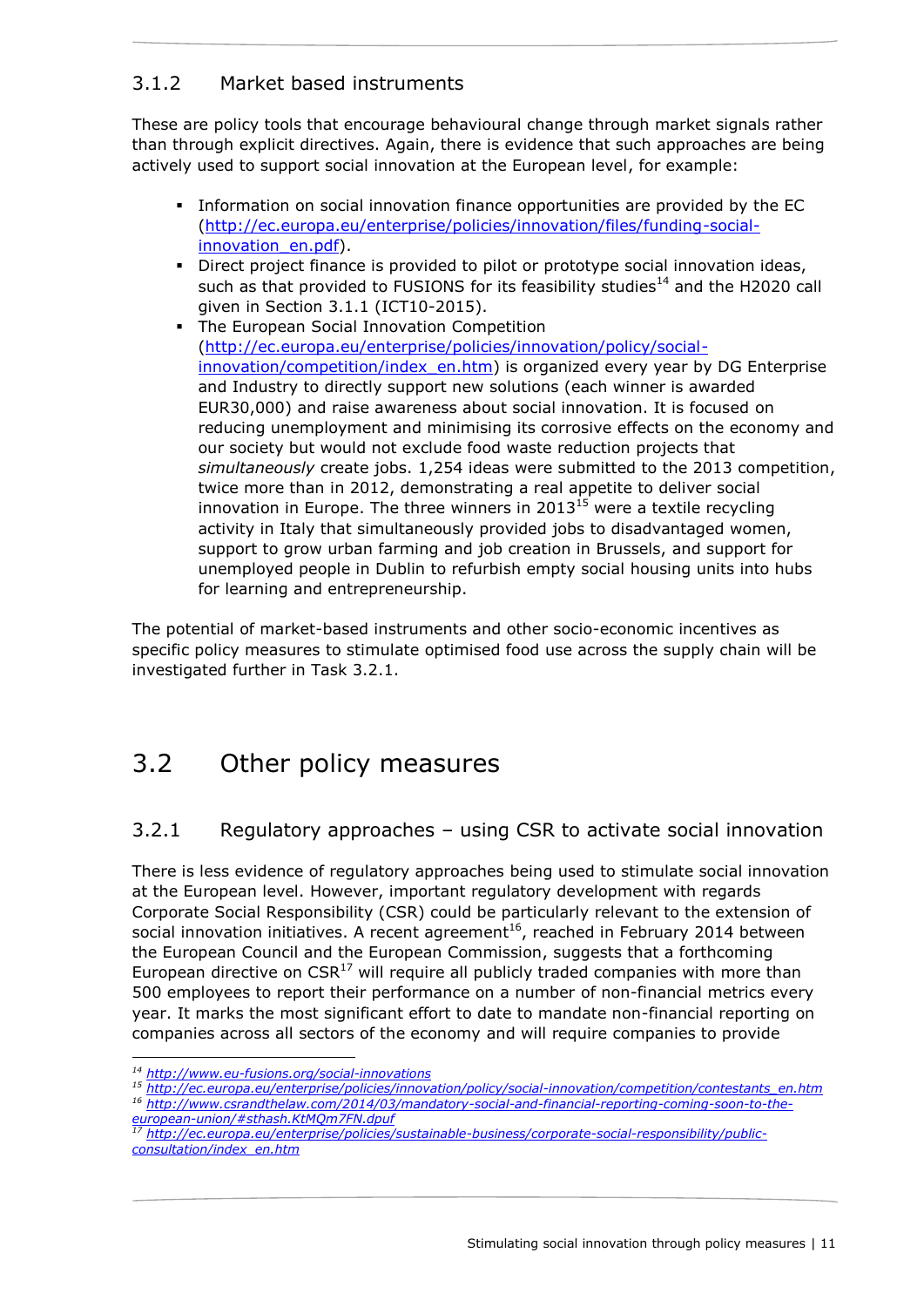### 3.1.2 Market based instruments

These are policy tools that encourage behavioural change through market signals rather than through explicit directives. Again, there is evidence that such approaches are being actively used to support social innovation at the European level, for example:

- Information on social innovation finance opportunities are provided by the EC (http://ec.europa.eu/enterprise/policies/innovation/files/funding-social-innovation_en.pdf).
- Direct project finance is provided to pilot or prototype social innovation ideas, such as that provided to FUSIONS for its feasibility studies[14] and the H2020 call given in Section 3.1.1 (ICT10-2015).
- The European Social Innovation Competition (http://ec.europa.eu/enterprise/policies/innovation/policy/social-innovation/competition/index_en.htm) is organized every year by DG Enterprise and Industry to directly support new solutions (each winner is awarded EUR30,000) and raise awareness about social innovation. It is focused on reducing unemployment and minimising its corrosive effects on the economy and our society but would not exclude food waste reduction projects that *simultaneously* create jobs. 1,254 ideas were submitted to the 2013 competition, twice more than in 2012, demonstrating a real appetite to deliver social innovation in Europe. The three winners in 2013[15] were a textile recycling activity in Italy that simultaneously provided jobs to disadvantaged women, support to grow urban farming and job creation in Brussels, and support for unemployed people in Dublin to refurbish empty social housing units into hubs for learning and entrepreneurship.

The potential of market-based instruments and other socio-economic incentives as specific policy measures to stimulate optimised food use across the supply chain will be investigated further in Task 3.2.1.

## 3.2 Other policy measures

### 3.2.1 Regulatory approaches – using CSR to activate social innovation

There is less evidence of regulatory approaches being used to stimulate social innovation at the European level. However, important regulatory development with regards Corporate Social Responsibility (CSR) could be particularly relevant to the extension of social innovation initiatives. A recent agreement[16], reached in February 2014 between the European Council and the European Commission, suggests that a forthcoming European directive on CSR[17] will require all publicly traded companies with more than 500 employees to report their performance on a number of non-financial metrics every year. It marks the most significant effort to date to mandate non-financial reporting on companies across all sectors of the economy and will require companies to provide

---

[14] *http://www.eu-fusions.org/social-innovations*

[15] *http://ec.europa.eu/enterprise/policies/innovation/policy/social-innovation/competition/contestants_en.htm*

[16] *http://www.csrandthelaw.com/2014/03/mandatory-social-and-financial-reporting-coming-soon-to-the-european-union/#sthash.KtMQm7FN.dpuf*

[17] *http://ec.europa.eu/enterprise/policies/sustainable-business/corporate-social-responsibility/public-consultation/index_en.htm*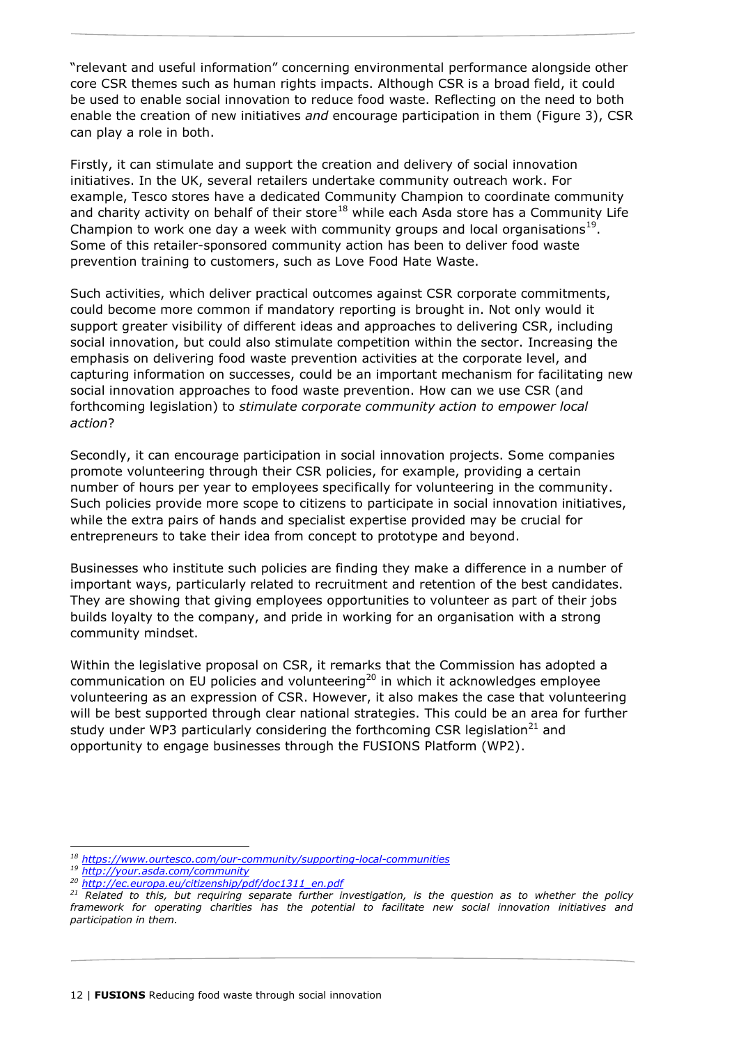"relevant and useful information" concerning environmental performance alongside other core CSR themes such as human rights impacts. Although CSR is a broad field, it could be used to enable social innovation to reduce food waste. Reflecting on the need to both enable the creation of new initiatives *and* encourage participation in them (Figure 3), CSR can play a role in both.

Firstly, it can stimulate and support the creation and delivery of social innovation initiatives. In the UK, several retailers undertake community outreach work. For example, Tesco stores have a dedicated Community Champion to coordinate community and charity activity on behalf of their store[18] while each Asda store has a Community Life Champion to work one day a week with community groups and local organisations[19]. Some of this retailer-sponsored community action has been to deliver food waste prevention training to customers, such as Love Food Hate Waste.

Such activities, which deliver practical outcomes against CSR corporate commitments, could become more common if mandatory reporting is brought in. Not only would it support greater visibility of different ideas and approaches to delivering CSR, including social innovation, but could also stimulate competition within the sector. Increasing the emphasis on delivering food waste prevention activities at the corporate level, and capturing information on successes, could be an important mechanism for facilitating new social innovation approaches to food waste prevention. How can we use CSR (and forthcoming legislation) to *stimulate corporate community action to empower local action*?

Secondly, it can encourage participation in social innovation projects. Some companies promote volunteering through their CSR policies, for example, providing a certain number of hours per year to employees specifically for volunteering in the community. Such policies provide more scope to citizens to participate in social innovation initiatives, while the extra pairs of hands and specialist expertise provided may be crucial for entrepreneurs to take their idea from concept to prototype and beyond.

Businesses who institute such policies are finding they make a difference in a number of important ways, particularly related to recruitment and retention of the best candidates. They are showing that giving employees opportunities to volunteer as part of their jobs builds loyalty to the company, and pride in working for an organisation with a strong community mindset.

Within the legislative proposal on CSR, it remarks that the Commission has adopted a communication on EU policies and volunteering[20] in which it acknowledges employee volunteering as an expression of CSR. However, it also makes the case that volunteering will be best supported through clear national strategies. This could be an area for further study under WP3 particularly considering the forthcoming CSR legislation[21] and opportunity to engage businesses through the FUSIONS Platform (WP2).

---

[18] https://www.ourtesco.com/our-community/supporting-local-communities

[19] http://your.asda.com/community

[20] http://ec.europa.eu/citizenship/pdf/doc1311_en.pdf

[21] *Related to this, but requiring separate further investigation, is the question as to whether the policy framework for operating charities has the potential to facilitate new social innovation initiatives and participation in them.*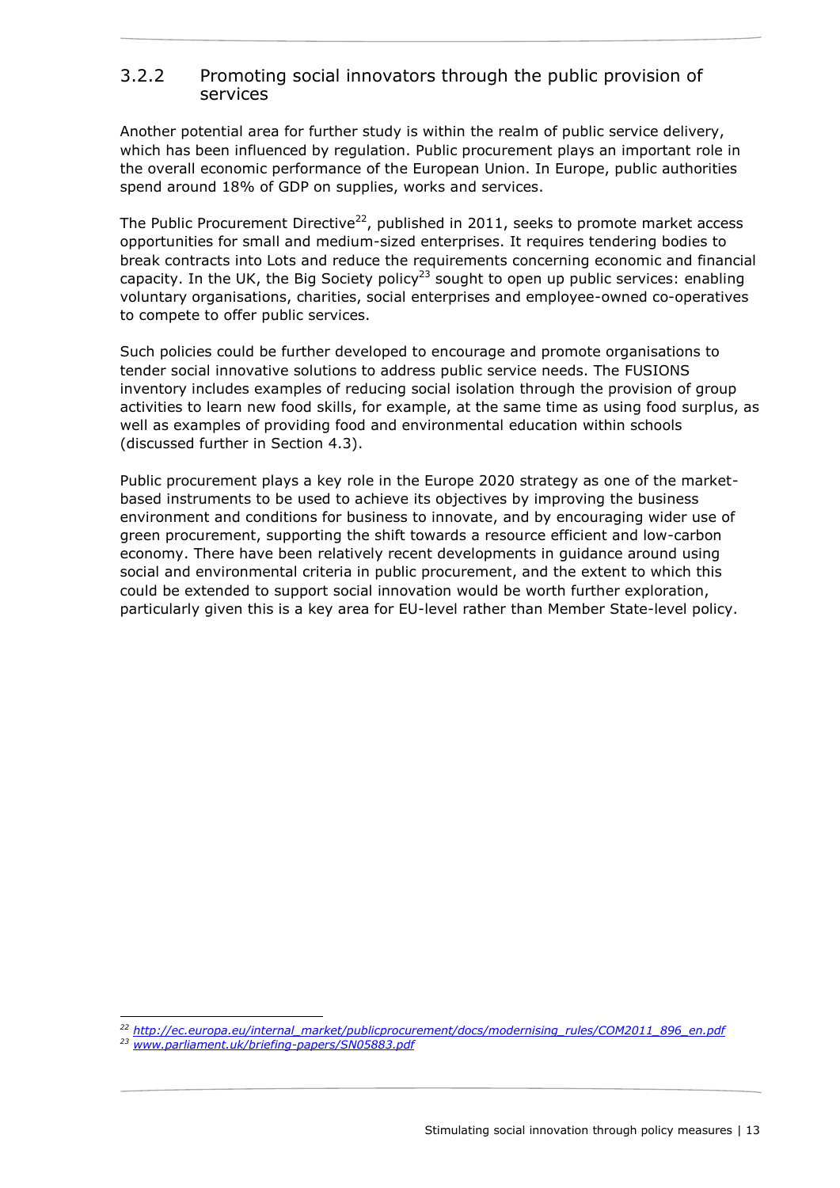### 3.2.2 Promoting social innovators through the public provision of services

Another potential area for further study is within the realm of public service delivery, which has been influenced by regulation. Public procurement plays an important role in the overall economic performance of the European Union. In Europe, public authorities spend around 18% of GDP on supplies, works and services.

The Public Procurement Directive[22], published in 2011, seeks to promote market access opportunities for small and medium-sized enterprises. It requires tendering bodies to break contracts into Lots and reduce the requirements concerning economic and financial capacity. In the UK, the Big Society policy[23] sought to open up public services: enabling voluntary organisations, charities, social enterprises and employee-owned co-operatives to compete to offer public services.

Such policies could be further developed to encourage and promote organisations to tender social innovative solutions to address public service needs. The FUSIONS inventory includes examples of reducing social isolation through the provision of group activities to learn new food skills, for example, at the same time as using food surplus, as well as examples of providing food and environmental education within schools (discussed further in Section 4.3).

Public procurement plays a key role in the Europe 2020 strategy as one of the market-based instruments to be used to achieve its objectives by improving the business environment and conditions for business to innovate, and by encouraging wider use of green procurement, supporting the shift towards a resource efficient and low-carbon economy. There have been relatively recent developments in guidance around using social and environmental criteria in public procurement, and the extent to which this could be extended to support social innovation would be worth further exploration, particularly given this is a key area for EU-level rather than Member State-level policy.

---

[22] http://ec.europa.eu/internal_market/publicprocurement/docs/modernising_rules/COM2011_896_en.pdf

[23] www.parliament.uk/briefing-papers/SN05883.pdf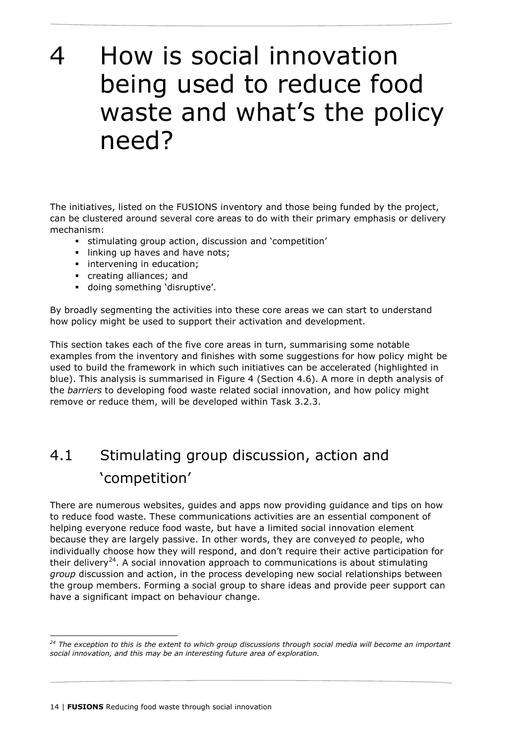# 4 How is social innovation being used to reduce food waste and what's the policy need?

The initiatives, listed on the FUSIONS inventory and those being funded by the project, can be clustered around several core areas to do with their primary emphasis or delivery mechanism:

- stimulating group action, discussion and 'competition'
- linking up haves and have nots;
- intervening in education;
- creating alliances; and
- doing something 'disruptive'.

By broadly segmenting the activities into these core areas we can start to understand how policy might be used to support their activation and development.

This section takes each of the five core areas in turn, summarising some notable examples from the inventory and finishes with some suggestions for how policy might be used to build the framework in which such initiatives can be accelerated (highlighted in blue). This analysis is summarised in Figure 4 (Section 4.6). A more in depth analysis of the *barriers* to developing food waste related social innovation, and how policy might remove or reduce them, will be developed within Task 3.2.3.

## 4.1 Stimulating group discussion, action and 'competition'

There are numerous websites, guides and apps now providing guidance and tips on how to reduce food waste. These communications activities are an essential component of helping everyone reduce food waste, but have a limited social innovation element because they are largely passive. In other words, they are conveyed *to* people, who individually choose how they will respond, and don't require their active participation for their delivery[24]. A social innovation approach to communications is about stimulating *group* discussion and action, in the process developing new social relationships between the group members. Forming a social group to share ideas and provide peer support can have a significant impact on behaviour change.

[24] *The exception to this is the extent to which group discussions through social media will become an important social innovation, and this may be an interesting future area of exploration.*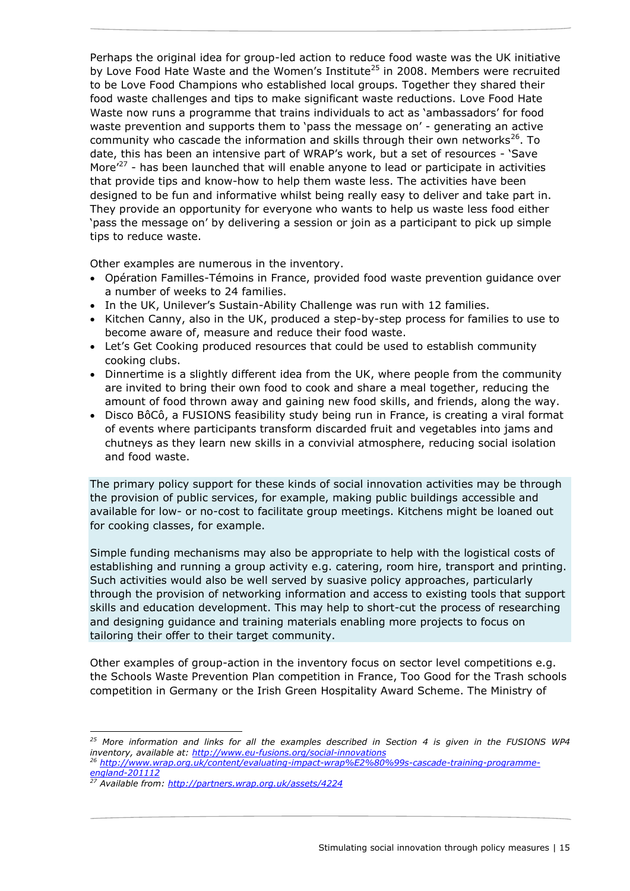Perhaps the original idea for group-led action to reduce food waste was the UK initiative by Love Food Hate Waste and the Women's Institute[25] in 2008. Members were recruited to be Love Food Champions who established local groups. Together they shared their food waste challenges and tips to make significant waste reductions. Love Food Hate Waste now runs a programme that trains individuals to act as 'ambassadors' for food waste prevention and supports them to 'pass the message on' - generating an active community who cascade the information and skills through their own networks[26]. To date, this has been an intensive part of WRAP's work, but a set of resources - 'Save More'[27] - has been launched that will enable anyone to lead or participate in activities that provide tips and know-how to help them waste less. The activities have been designed to be fun and informative whilst being really easy to deliver and take part in. They provide an opportunity for everyone who wants to help us waste less food either 'pass the message on' by delivering a session or join as a participant to pick up simple tips to reduce waste.

Other examples are numerous in the inventory.

- Opération Familles-Témoins in France, provided food waste prevention guidance over a number of weeks to 24 families.
- In the UK, Unilever's Sustain-Ability Challenge was run with 12 families.
- Kitchen Canny, also in the UK, produced a step-by-step process for families to use to become aware of, measure and reduce their food waste.
- Let's Get Cooking produced resources that could be used to establish community cooking clubs.
- Dinnertime is a slightly different idea from the UK, where people from the community are invited to bring their own food to cook and share a meal together, reducing the amount of food thrown away and gaining new food skills, and friends, along the way.
- Disco BôCô, a FUSIONS feasibility study being run in France, is creating a viral format of events where participants transform discarded fruit and vegetables into jams and chutneys as they learn new skills in a convivial atmosphere, reducing social isolation and food waste.

The primary policy support for these kinds of social innovation activities may be through the provision of public services, for example, making public buildings accessible and available for low- or no-cost to facilitate group meetings. Kitchens might be loaned out for cooking classes, for example.

Simple funding mechanisms may also be appropriate to help with the logistical costs of establishing and running a group activity e.g. catering, room hire, transport and printing. Such activities would also be well served by suasive policy approaches, particularly through the provision of networking information and access to existing tools that support skills and education development. This may help to short-cut the process of researching and designing guidance and training materials enabling more projects to focus on tailoring their offer to their target community.

Other examples of group-action in the inventory focus on sector level competitions e.g. the Schools Waste Prevention Plan competition in France, Too Good for the Trash schools competition in Germany or the Irish Green Hospitality Award Scheme. The Ministry of

---

[25] *More information and links for all the examples described in Section 4 is given in the FUSIONS WP4 inventory, available at: http://www.eu-fusions.org/social-innovations*

[26] *http://www.wrap.org.uk/content/evaluating-impact-wrap%E2%80%99s-cascade-training-programme-england-201112*

[27] *Available from: http://partners.wrap.org.uk/assets/4224*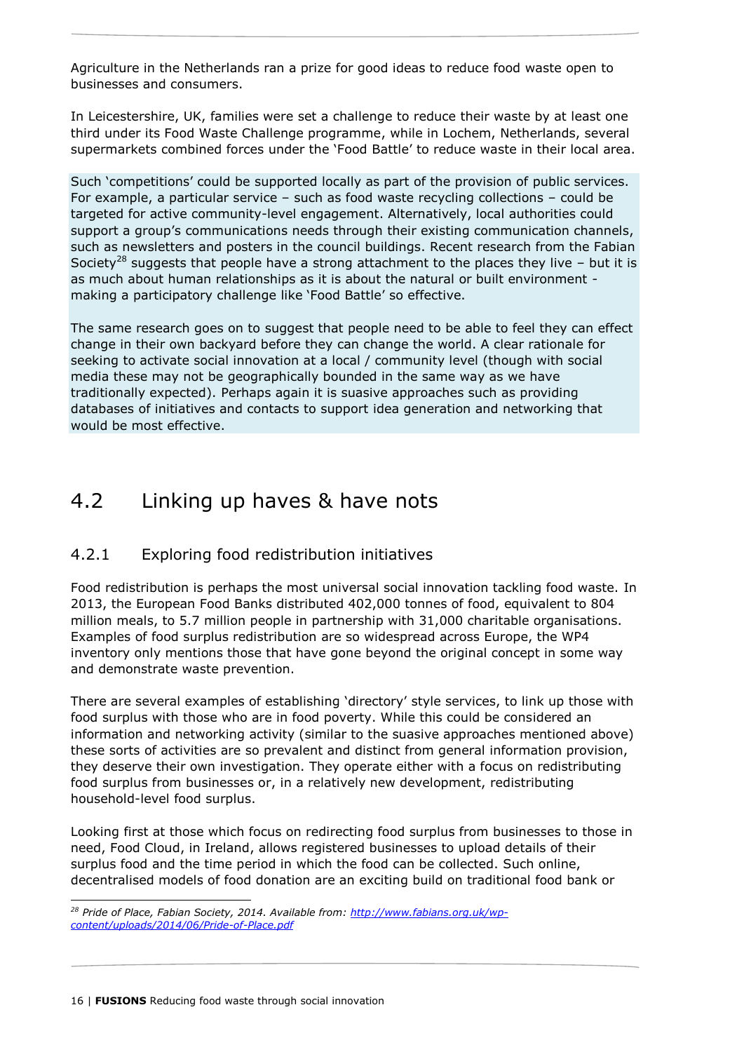Agriculture in the Netherlands ran a prize for good ideas to reduce food waste open to businesses and consumers.

In Leicestershire, UK, families were set a challenge to reduce their waste by at least one third under its Food Waste Challenge programme, while in Lochem, Netherlands, several supermarkets combined forces under the 'Food Battle' to reduce waste in their local area.

Such 'competitions' could be supported locally as part of the provision of public services. For example, a particular service – such as food waste recycling collections – could be targeted for active community-level engagement. Alternatively, local authorities could support a group's communications needs through their existing communication channels, such as newsletters and posters in the council buildings. Recent research from the Fabian Society[28] suggests that people have a strong attachment to the places they live – but it is as much about human relationships as it is about the natural or built environment - making a participatory challenge like 'Food Battle' so effective.

The same research goes on to suggest that people need to be able to feel they can effect change in their own backyard before they can change the world. A clear rationale for seeking to activate social innovation at a local / community level (though with social media these may not be geographically bounded in the same way as we have traditionally expected). Perhaps again it is suasive approaches such as providing databases of initiatives and contacts to support idea generation and networking that would be most effective.

## 4.2 Linking up haves & have nots

### 4.2.1 Exploring food redistribution initiatives

Food redistribution is perhaps the most universal social innovation tackling food waste. In 2013, the European Food Banks distributed 402,000 tonnes of food, equivalent to 804 million meals, to 5.7 million people in partnership with 31,000 charitable organisations. Examples of food surplus redistribution are so widespread across Europe, the WP4 inventory only mentions those that have gone beyond the original concept in some way and demonstrate waste prevention.

There are several examples of establishing 'directory' style services, to link up those with food surplus with those who are in food poverty. While this could be considered an information and networking activity (similar to the suasive approaches mentioned above) these sorts of activities are so prevalent and distinct from general information provision, they deserve their own investigation. They operate either with a focus on redistributing food surplus from businesses or, in a relatively new development, redistributing household-level food surplus.

Looking first at those which focus on redirecting food surplus from businesses to those in need, Food Cloud, in Ireland, allows registered businesses to upload details of their surplus food and the time period in which the food can be collected. Such online, decentralised models of food donation are an exciting build on traditional food bank or

---

[28] *Pride of Place, Fabian Society, 2014. Available from: http://www.fabians.org.uk/wp-content/uploads/2014/06/Pride-of-Place.pdf*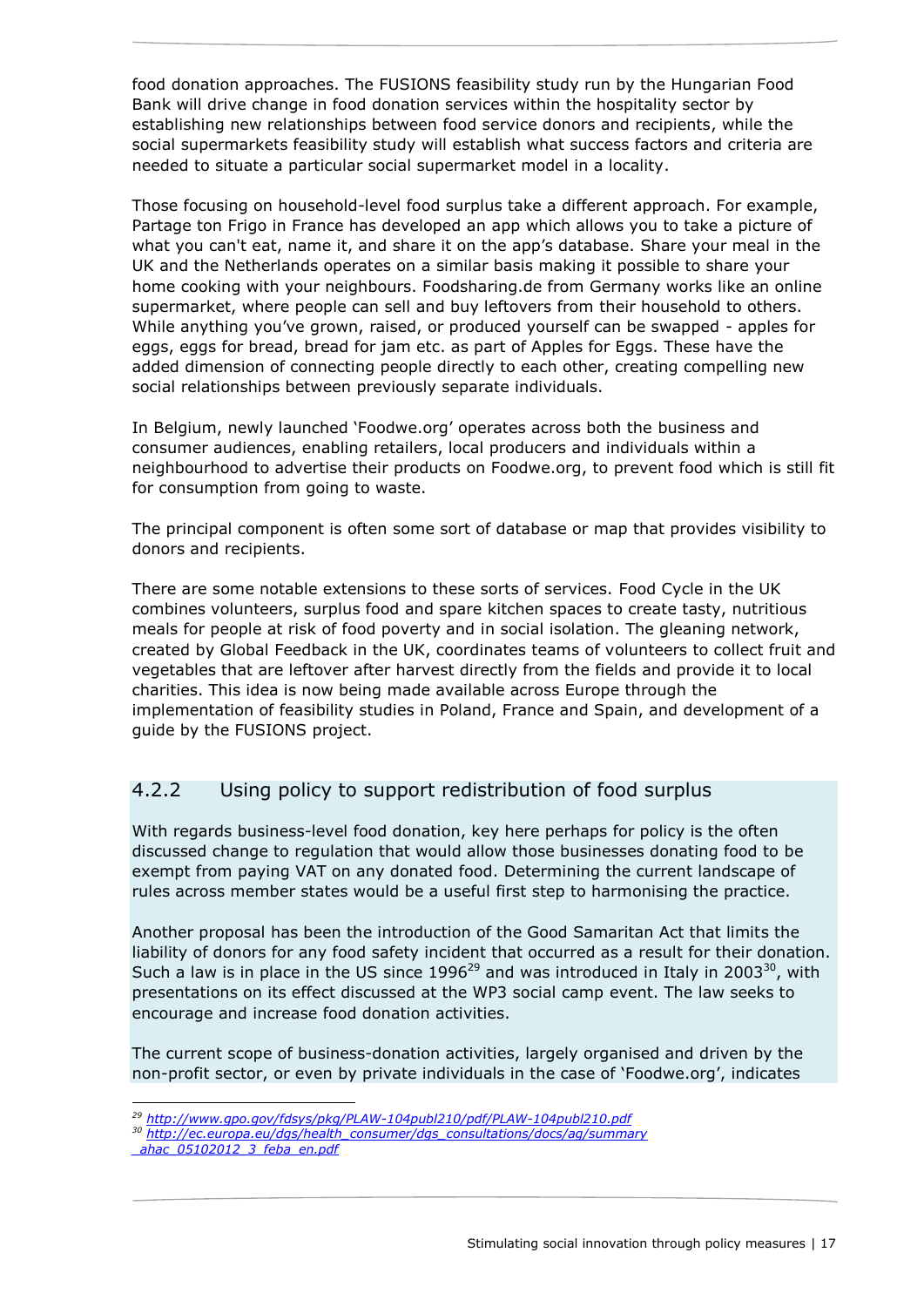food donation approaches. The FUSIONS feasibility study run by the Hungarian Food Bank will drive change in food donation services within the hospitality sector by establishing new relationships between food service donors and recipients, while the social supermarkets feasibility study will establish what success factors and criteria are needed to situate a particular social supermarket model in a locality.

Those focusing on household-level food surplus take a different approach. For example, Partage ton Frigo in France has developed an app which allows you to take a picture of what you can't eat, name it, and share it on the app's database. Share your meal in the UK and the Netherlands operates on a similar basis making it possible to share your home cooking with your neighbours. Foodsharing.de from Germany works like an online supermarket, where people can sell and buy leftovers from their household to others. While anything you've grown, raised, or produced yourself can be swapped - apples for eggs, eggs for bread, bread for jam etc. as part of Apples for Eggs. These have the added dimension of connecting people directly to each other, creating compelling new social relationships between previously separate individuals.

In Belgium, newly launched 'Foodwe.org' operates across both the business and consumer audiences, enabling retailers, local producers and individuals within a neighbourhood to advertise their products on Foodwe.org, to prevent food which is still fit for consumption from going to waste.

The principal component is often some sort of database or map that provides visibility to donors and recipients.

There are some notable extensions to these sorts of services. Food Cycle in the UK combines volunteers, surplus food and spare kitchen spaces to create tasty, nutritious meals for people at risk of food poverty and in social isolation. The gleaning network, created by Global Feedback in the UK, coordinates teams of volunteers to collect fruit and vegetables that are leftover after harvest directly from the fields and provide it to local charities. This idea is now being made available across Europe through the implementation of feasibility studies in Poland, France and Spain, and development of a guide by the FUSIONS project.

### 4.2.2 Using policy to support redistribution of food surplus

With regards business-level food donation, key here perhaps for policy is the often discussed change to regulation that would allow those businesses donating food to be exempt from paying VAT on any donated food. Determining the current landscape of rules across member states would be a useful first step to harmonising the practice.

Another proposal has been the introduction of the Good Samaritan Act that limits the liability of donors for any food safety incident that occurred as a result for their donation. Such a law is in place in the US since 1996[29] and was introduced in Italy in 2003[30], with presentations on its effect discussed at the WP3 social camp event. The law seeks to encourage and increase food donation activities.

The current scope of business-donation activities, largely organised and driven by the non-profit sector, or even by private individuals in the case of 'Foodwe.org', indicates

---

[29] http://www.gpo.gov/fdsys/pkg/PLAW-104publ210/pdf/PLAW-104publ210.pdf

[30] http://ec.europa.eu/dgs/health_consumer/dgs_consultations/docs/ag/summary_ahac_05102012_3_feba_en.pdf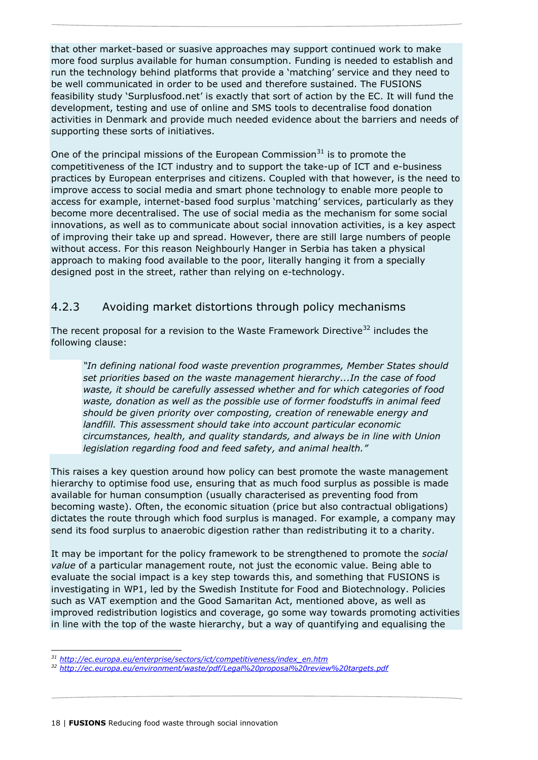that other market-based or suasive approaches may support continued work to make more food surplus available for human consumption. Funding is needed to establish and run the technology behind platforms that provide a 'matching' service and they need to be well communicated in order to be used and therefore sustained. The FUSIONS feasibility study 'Surplusfood.net' is exactly that sort of action by the EC. It will fund the development, testing and use of online and SMS tools to decentralise food donation activities in Denmark and provide much needed evidence about the barriers and needs of supporting these sorts of initiatives.

One of the principal missions of the European Commission[31] is to promote the competitiveness of the ICT industry and to support the take-up of ICT and e-business practices by European enterprises and citizens. Coupled with that however, is the need to improve access to social media and smart phone technology to enable more people to access for example, internet-based food surplus 'matching' services, particularly as they become more decentralised. The use of social media as the mechanism for some social innovations, as well as to communicate about social innovation activities, is a key aspect of improving their take up and spread. However, there are still large numbers of people without access. For this reason Neighbourly Hanger in Serbia has taken a physical approach to making food available to the poor, literally hanging it from a specially designed post in the street, rather than relying on e-technology.

### 4.2.3 Avoiding market distortions through policy mechanisms

The recent proposal for a revision to the Waste Framework Directive[32] includes the following clause:

> *"In defining national food waste prevention programmes, Member States should set priorities based on the waste management hierarchy...In the case of food waste, it should be carefully assessed whether and for which categories of food waste, donation as well as the possible use of former foodstuffs in animal feed should be given priority over composting, creation of renewable energy and landfill. This assessment should take into account particular economic circumstances, health, and quality standards, and always be in line with Union legislation regarding food and feed safety, and animal health."*

This raises a key question around how policy can best promote the waste management hierarchy to optimise food use, ensuring that as much food surplus as possible is made available for human consumption (usually characterised as preventing food from becoming waste). Often, the economic situation (price but also contractual obligations) dictates the route through which food surplus is managed. For example, a company may send its food surplus to anaerobic digestion rather than redistributing it to a charity.

It may be important for the policy framework to be strengthened to promote the *social value* of a particular management route, not just the economic value. Being able to evaluate the social impact is a key step towards this, and something that FUSIONS is investigating in WP1, led by the Swedish Institute for Food and Biotechnology. Policies such as VAT exemption and the Good Samaritan Act, mentioned above, as well as improved redistribution logistics and coverage, go some way towards promoting activities in line with the top of the waste hierarchy, but a way of quantifying and equalising the

[31] http://ec.europa.eu/enterprise/sectors/ict/competitiveness/index_en.htm

[32] http://ec.europa.eu/environment/waste/pdf/Legal%20proposal%20review%20targets.pdf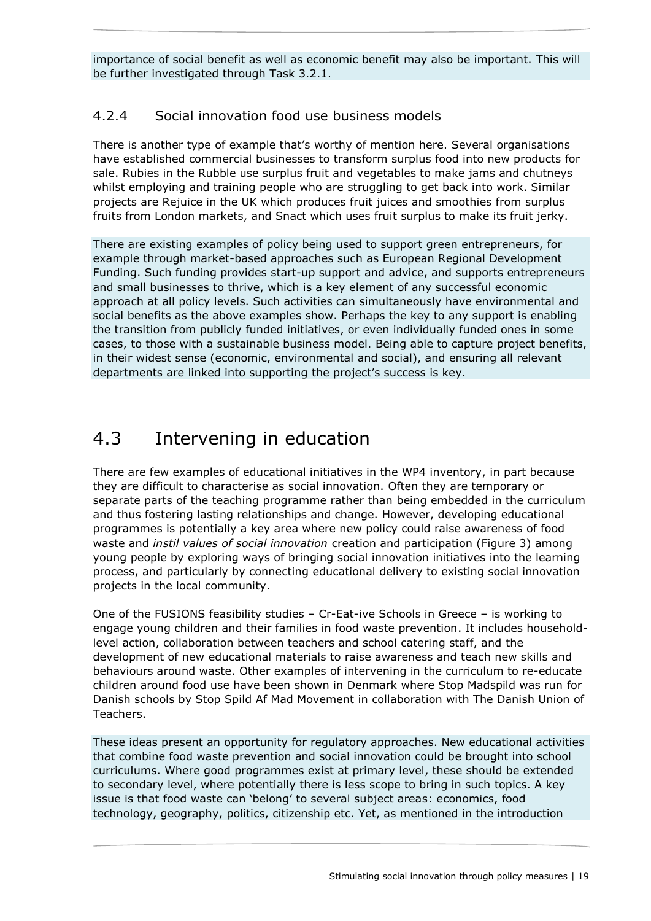importance of social benefit as well as economic benefit may also be important. This will be further investigated through Task 3.2.1.

### 4.2.4 Social innovation food use business models

There is another type of example that's worthy of mention here. Several organisations have established commercial businesses to transform surplus food into new products for sale. Rubies in the Rubble use surplus fruit and vegetables to make jams and chutneys whilst employing and training people who are struggling to get back into work. Similar projects are Rejuice in the UK which produces fruit juices and smoothies from surplus fruits from London markets, and Snact which uses fruit surplus to make its fruit jerky.

There are existing examples of policy being used to support green entrepreneurs, for example through market-based approaches such as European Regional Development Funding. Such funding provides start-up support and advice, and supports entrepreneurs and small businesses to thrive, which is a key element of any successful economic approach at all policy levels. Such activities can simultaneously have environmental and social benefits as the above examples show. Perhaps the key to any support is enabling the transition from publicly funded initiatives, or even individually funded ones in some cases, to those with a sustainable business model. Being able to capture project benefits, in their widest sense (economic, environmental and social), and ensuring all relevant departments are linked into supporting the project's success is key.

## 4.3 Intervening in education

There are few examples of educational initiatives in the WP4 inventory, in part because they are difficult to characterise as social innovation. Often they are temporary or separate parts of the teaching programme rather than being embedded in the curriculum and thus fostering lasting relationships and change. However, developing educational programmes is potentially a key area where new policy could raise awareness of food waste and *instil values of social innovation* creation and participation (Figure 3) among young people by exploring ways of bringing social innovation initiatives into the learning process, and particularly by connecting educational delivery to existing social innovation projects in the local community.

One of the FUSIONS feasibility studies – Cr-Eat-ive Schools in Greece – is working to engage young children and their families in food waste prevention. It includes household-level action, collaboration between teachers and school catering staff, and the development of new educational materials to raise awareness and teach new skills and behaviours around waste. Other examples of intervening in the curriculum to re-educate children around food use have been shown in Denmark where Stop Madspild was run for Danish schools by Stop Spild Af Mad Movement in collaboration with The Danish Union of Teachers.

These ideas present an opportunity for regulatory approaches. New educational activities that combine food waste prevention and social innovation could be brought into school curriculums. Where good programmes exist at primary level, these should be extended to secondary level, where potentially there is less scope to bring in such topics. A key issue is that food waste can 'belong' to several subject areas: economics, food technology, geography, politics, citizenship etc. Yet, as mentioned in the introduction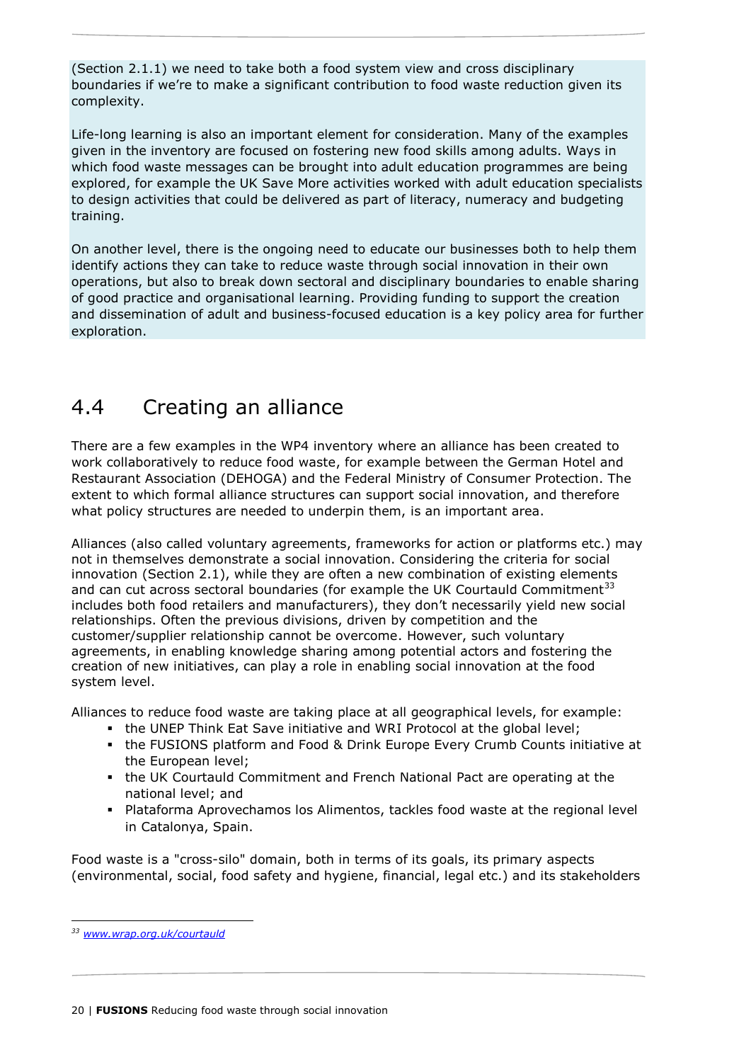(Section 2.1.1) we need to take both a food system view and cross disciplinary boundaries if we're to make a significant contribution to food waste reduction given its complexity.

Life-long learning is also an important element for consideration. Many of the examples given in the inventory are focused on fostering new food skills among adults. Ways in which food waste messages can be brought into adult education programmes are being explored, for example the UK Save More activities worked with adult education specialists to design activities that could be delivered as part of literacy, numeracy and budgeting training.

On another level, there is the ongoing need to educate our businesses both to help them identify actions they can take to reduce waste through social innovation in their own operations, but also to break down sectoral and disciplinary boundaries to enable sharing of good practice and organisational learning. Providing funding to support the creation and dissemination of adult and business-focused education is a key policy area for further exploration.

## 4.4 Creating an alliance

There are a few examples in the WP4 inventory where an alliance has been created to work collaboratively to reduce food waste, for example between the German Hotel and Restaurant Association (DEHOGA) and the Federal Ministry of Consumer Protection. The extent to which formal alliance structures can support social innovation, and therefore what policy structures are needed to underpin them, is an important area.

Alliances (also called voluntary agreements, frameworks for action or platforms etc.) may not in themselves demonstrate a social innovation. Considering the criteria for social innovation (Section 2.1), while they are often a new combination of existing elements and can cut across sectoral boundaries (for example the UK Courtauld Commitment[33] includes both food retailers and manufacturers), they don't necessarily yield new social relationships. Often the previous divisions, driven by competition and the customer/supplier relationship cannot be overcome. However, such voluntary agreements, in enabling knowledge sharing among potential actors and fostering the creation of new initiatives, can play a role in enabling social innovation at the food system level.

Alliances to reduce food waste are taking place at all geographical levels, for example:

- the UNEP Think Eat Save initiative and WRI Protocol at the global level;
- the FUSIONS platform and Food & Drink Europe Every Crumb Counts initiative at the European level;
- the UK Courtauld Commitment and French National Pact are operating at the national level; and
- Plataforma Aprovechamos los Alimentos, tackles food waste at the regional level in Catalonya, Spain.

Food waste is a "cross-silo" domain, both in terms of its goals, its primary aspects (environmental, social, food safety and hygiene, financial, legal etc.) and its stakeholders

[33] www.wrap.org.uk/courtauld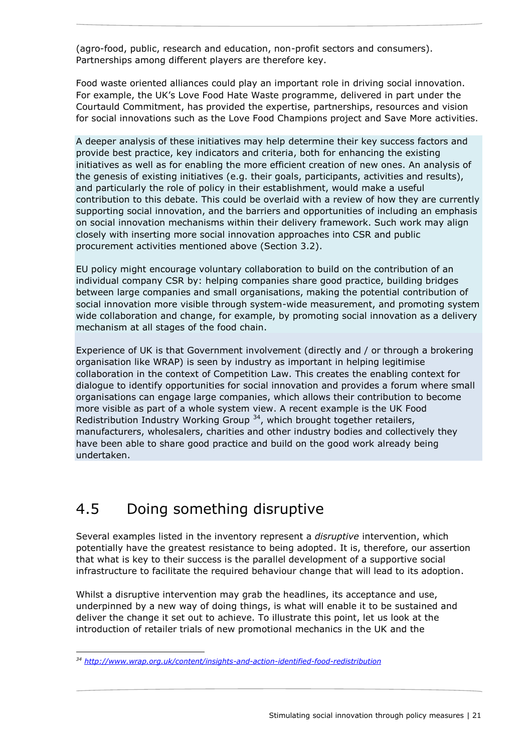(agro-food, public, research and education, non-profit sectors and consumers). Partnerships among different players are therefore key.

Food waste oriented alliances could play an important role in driving social innovation. For example, the UK's Love Food Hate Waste programme, delivered in part under the Courtauld Commitment, has provided the expertise, partnerships, resources and vision for social innovations such as the Love Food Champions project and Save More activities.

A deeper analysis of these initiatives may help determine their key success factors and provide best practice, key indicators and criteria, both for enhancing the existing initiatives as well as for enabling the more efficient creation of new ones. An analysis of the genesis of existing initiatives (e.g. their goals, participants, activities and results), and particularly the role of policy in their establishment, would make a useful contribution to this debate. This could be overlaid with a review of how they are currently supporting social innovation, and the barriers and opportunities of including an emphasis on social innovation mechanisms within their delivery framework. Such work may align closely with inserting more social innovation approaches into CSR and public procurement activities mentioned above (Section 3.2).

EU policy might encourage voluntary collaboration to build on the contribution of an individual company CSR by: helping companies share good practice, building bridges between large companies and small organisations, making the potential contribution of social innovation more visible through system-wide measurement, and promoting system wide collaboration and change, for example, by promoting social innovation as a delivery mechanism at all stages of the food chain.

Experience of UK is that Government involvement (directly and / or through a brokering organisation like WRAP) is seen by industry as important in helping legitimise collaboration in the context of Competition Law. This creates the enabling context for dialogue to identify opportunities for social innovation and provides a forum where small organisations can engage large companies, which allows their contribution to become more visible as part of a whole system view. A recent example is the UK Food Redistribution Industry Working Group [34], which brought together retailers, manufacturers, wholesalers, charities and other industry bodies and collectively they have been able to share good practice and build on the good work already being undertaken.

## 4.5 Doing something disruptive

Several examples listed in the inventory represent a *disruptive* intervention, which potentially have the greatest resistance to being adopted. It is, therefore, our assertion that what is key to their success is the parallel development of a supportive social infrastructure to facilitate the required behaviour change that will lead to its adoption.

Whilst a disruptive intervention may grab the headlines, its acceptance and use, underpinned by a new way of doing things, is what will enable it to be sustained and deliver the change it set out to achieve. To illustrate this point, let us look at the introduction of retailer trials of new promotional mechanics in the UK and the

[34] http://www.wrap.org.uk/content/insights-and-action-identified-food-redistribution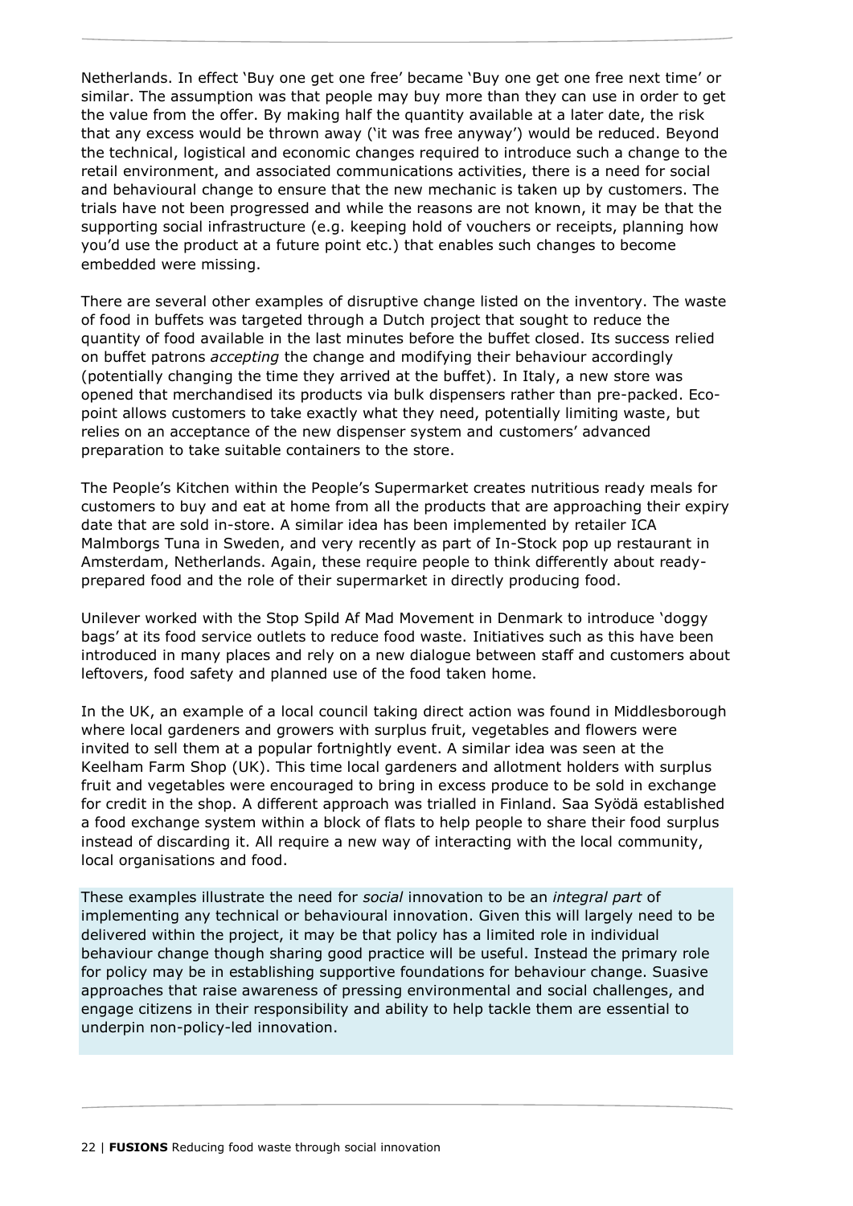Netherlands. In effect 'Buy one get one free' became 'Buy one get one free next time' or similar. The assumption was that people may buy more than they can use in order to get the value from the offer. By making half the quantity available at a later date, the risk that any excess would be thrown away ('it was free anyway') would be reduced. Beyond the technical, logistical and economic changes required to introduce such a change to the retail environment, and associated communications activities, there is a need for social and behavioural change to ensure that the new mechanic is taken up by customers. The trials have not been progressed and while the reasons are not known, it may be that the supporting social infrastructure (e.g. keeping hold of vouchers or receipts, planning how you'd use the product at a future point etc.) that enables such changes to become embedded were missing.

There are several other examples of disruptive change listed on the inventory. The waste of food in buffets was targeted through a Dutch project that sought to reduce the quantity of food available in the last minutes before the buffet closed. Its success relied on buffet patrons *accepting* the change and modifying their behaviour accordingly (potentially changing the time they arrived at the buffet). In Italy, a new store was opened that merchandised its products via bulk dispensers rather than pre-packed. Eco-point allows customers to take exactly what they need, potentially limiting waste, but relies on an acceptance of the new dispenser system and customers' advanced preparation to take suitable containers to the store.

The People's Kitchen within the People's Supermarket creates nutritious ready meals for customers to buy and eat at home from all the products that are approaching their expiry date that are sold in-store. A similar idea has been implemented by retailer ICA Malmborgs Tuna in Sweden, and very recently as part of In-Stock pop up restaurant in Amsterdam, Netherlands. Again, these require people to think differently about ready-prepared food and the role of their supermarket in directly producing food.

Unilever worked with the Stop Spild Af Mad Movement in Denmark to introduce 'doggy bags' at its food service outlets to reduce food waste. Initiatives such as this have been introduced in many places and rely on a new dialogue between staff and customers about leftovers, food safety and planned use of the food taken home.

In the UK, an example of a local council taking direct action was found in Middlesborough where local gardeners and growers with surplus fruit, vegetables and flowers were invited to sell them at a popular fortnightly event. A similar idea was seen at the Keelham Farm Shop (UK). This time local gardeners and allotment holders with surplus fruit and vegetables were encouraged to bring in excess produce to be sold in exchange for credit in the shop. A different approach was trialled in Finland. Saa Syödä established a food exchange system within a block of flats to help people to share their food surplus instead of discarding it. All require a new way of interacting with the local community, local organisations and food.

These examples illustrate the need for *social* innovation to be an *integral part* of implementing any technical or behavioural innovation. Given this will largely need to be delivered within the project, it may be that policy has a limited role in individual behaviour change though sharing good practice will be useful. Instead the primary role for policy may be in establishing supportive foundations for behaviour change. Suasive approaches that raise awareness of pressing environmental and social challenges, and engage citizens in their responsibility and ability to help tackle them are essential to underpin non-policy-led innovation.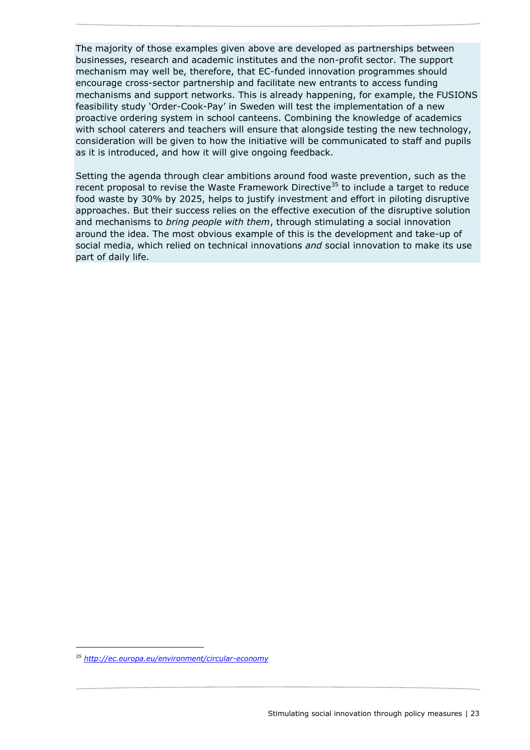The majority of those examples given above are developed as partnerships between businesses, research and academic institutes and the non-profit sector. The support mechanism may well be, therefore, that EC-funded innovation programmes should encourage cross-sector partnership and facilitate new entrants to access funding mechanisms and support networks. This is already happening, for example, the FUSIONS feasibility study 'Order-Cook-Pay' in Sweden will test the implementation of a new proactive ordering system in school canteens. Combining the knowledge of academics with school caterers and teachers will ensure that alongside testing the new technology, consideration will be given to how the initiative will be communicated to staff and pupils as it is introduced, and how it will give ongoing feedback.

Setting the agenda through clear ambitions around food waste prevention, such as the recent proposal to revise the Waste Framework Directive[35] to include a target to reduce food waste by 30% by 2025, helps to justify investment and effort in piloting disruptive approaches. But their success relies on the effective execution of the disruptive solution and mechanisms to *bring people with them*, through stimulating a social innovation around the idea. The most obvious example of this is the development and take-up of social media, which relied on technical innovations *and* social innovation to make its use part of daily life.

[35] http://ec.europa.eu/environment/circular-economy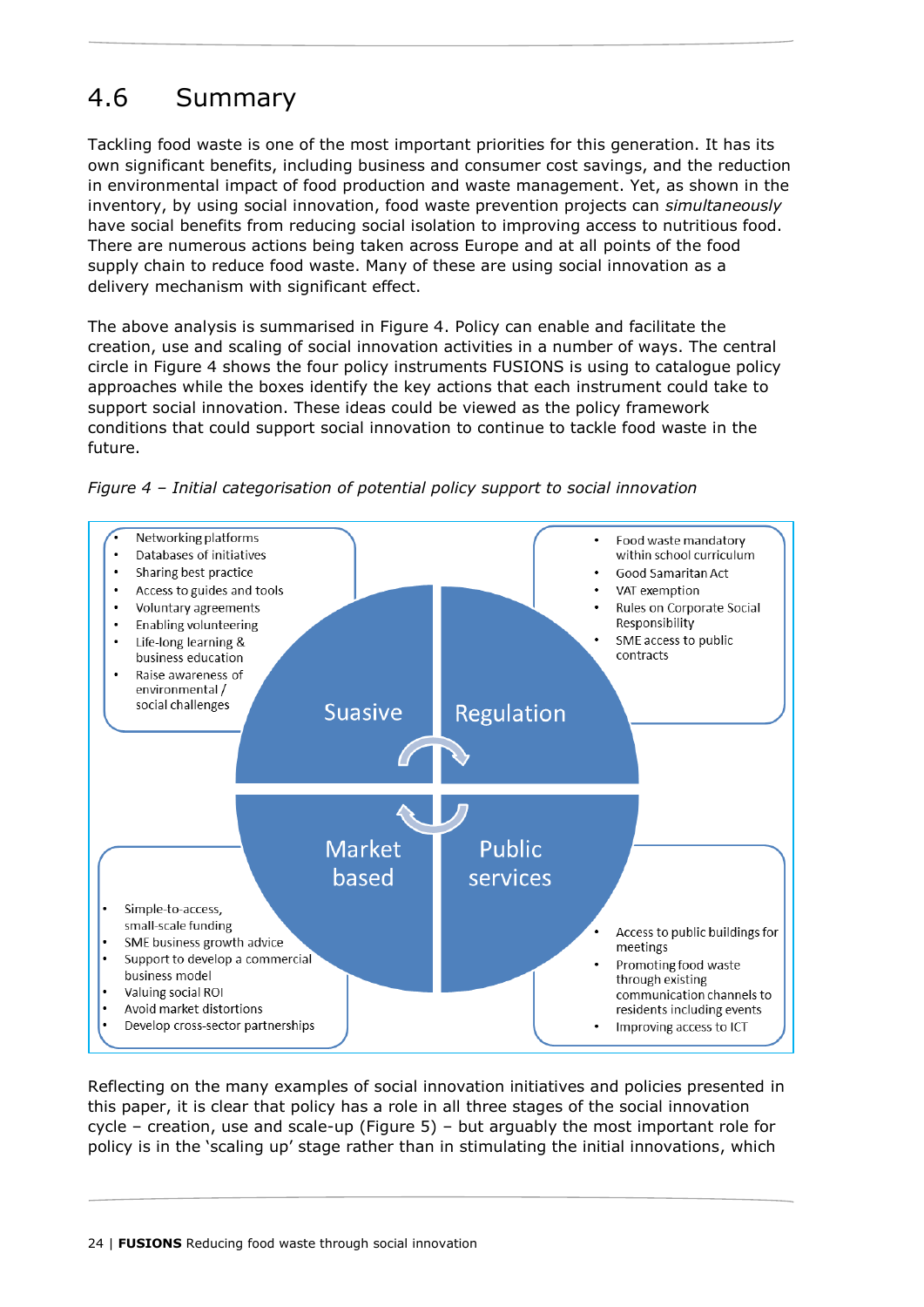## 4.6 Summary

Tackling food waste is one of the most important priorities for this generation. It has its own significant benefits, including business and consumer cost savings, and the reduction in environmental impact of food production and waste management. Yet, as shown in the inventory, by using social innovation, food waste prevention projects can *simultaneously* have social benefits from reducing social isolation to improving access to nutritious food. There are numerous actions being taken across Europe and at all points of the food supply chain to reduce food waste. Many of these are using social innovation as a delivery mechanism with significant effect.

The above analysis is summarised in Figure 4. Policy can enable and facilitate the creation, use and scaling of social innovation activities in a number of ways. The central circle in Figure 4 shows the four policy instruments FUSIONS is using to catalogue policy approaches while the boxes identify the key actions that each instrument could take to support social innovation. These ideas could be viewed as the policy framework conditions that could support social innovation to continue to tackle food waste in the future.

*Figure 4 – Initial categorisation of potential policy support to social innovation*

Suasive
- Networking platforms
- Databases of initiatives
- Sharing best practice
- Access to guides and tools
- Voluntary agreements
- Enabling volunteering
- Life-long learning & business education
- Raise awareness of environmental / social challenges

Regulation
- Food waste mandatory within school curriculum
- Good Samaritan Act
- VAT exemption
- Rules on Corporate Social Responsibility
- SME access to public contracts

Market based
- Simple-to-access, small-scale funding
- SME business growth advice
- Support to develop a commercial business model
- Valuing social ROI
- Avoid market distortions
- Develop cross-sector partnerships

Public services
- Access to public buildings for meetings
- Promoting food waste through existing communication channels to residents including events
- Improving access to ICT

Reflecting on the many examples of social innovation initiatives and policies presented in this paper, it is clear that policy has a role in all three stages of the social innovation cycle – creation, use and scale-up (Figure 5) – but arguably the most important role for policy is in the 'scaling up' stage rather than in stimulating the initial innovations, which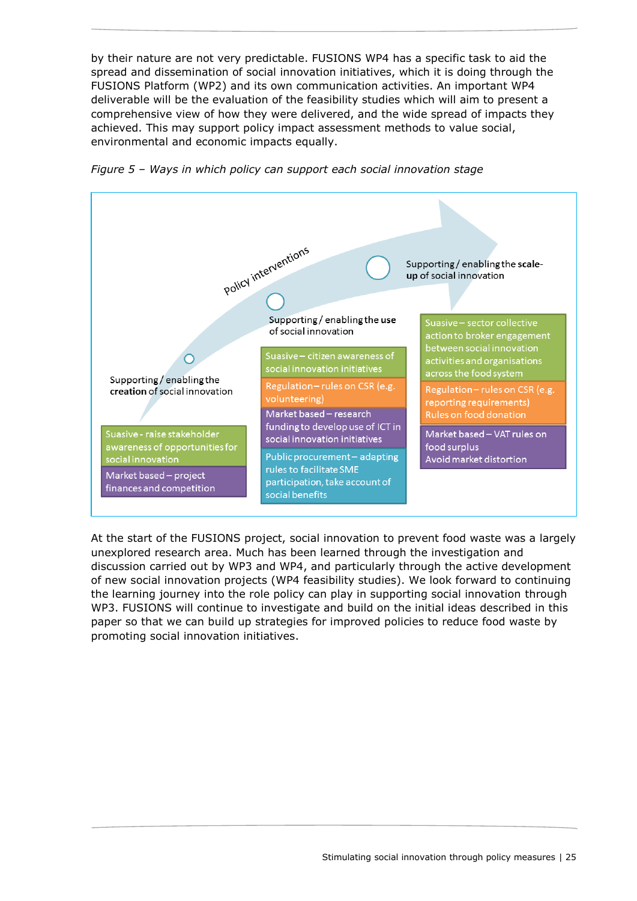by their nature are not very predictable. FUSIONS WP4 has a specific task to aid the spread and dissemination of social innovation initiatives, which it is doing through the FUSIONS Platform (WP2) and its own communication activities. An important WP4 deliverable will be the evaluation of the feasibility studies which will aim to present a comprehensive view of how they were delivered, and the wide spread of impacts they achieved. This may support policy impact assessment methods to value social, environmental and economic impacts equally.

*Figure 5 – Ways in which policy can support each social innovation stage*

Policy interventions

Supporting / enabling the **creation** of social innovation

Suasive - raise stakeholder awareness of opportunities for social innovation

Market based – project finances and competition

Supporting / enabling the **use** of social innovation

Suasive – citizen awareness of social innovation initiatives

Regulation – rules on CSR (e.g. volunteering)

Market based – research funding to develop use of ICT in social innovation initiatives

Public procurement – adapting rules to facilitate SME participation, take account of social benefits

Supporting / enabling the **scale-up** of social innovation

Suasive – sector collective action to broker engagement between social innovation activities and organisations across the food system

Regulation – rules on CSR (e.g. reporting requirements)
Rules on food donation

Market based – VAT rules on food surplus
Avoid market distortion

At the start of the FUSIONS project, social innovation to prevent food waste was a largely unexplored research area. Much has been learned through the investigation and discussion carried out by WP3 and WP4, and particularly through the active development of new social innovation projects (WP4 feasibility studies). We look forward to continuing the learning journey into the role policy can play in supporting social innovation through WP3. FUSIONS will continue to investigate and build on the initial ideas described in this paper so that we can build up strategies for improved policies to reduce food waste by promoting social innovation initiatives.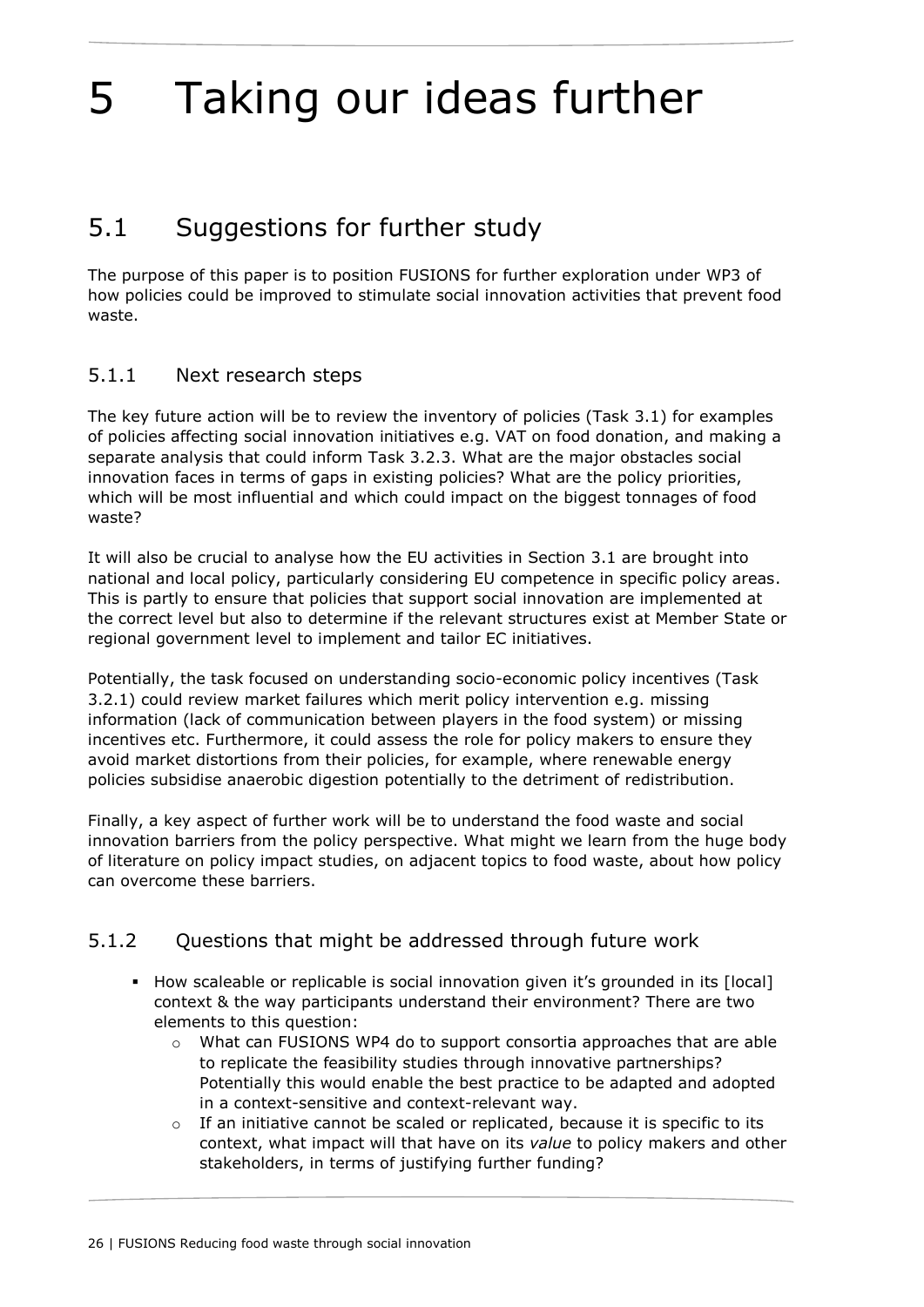# 5 Taking our ideas further

## 5.1 Suggestions for further study

The purpose of this paper is to position FUSIONS for further exploration under WP3 of how policies could be improved to stimulate social innovation activities that prevent food waste.

### 5.1.1 Next research steps

The key future action will be to review the inventory of policies (Task 3.1) for examples of policies affecting social innovation initiatives e.g. VAT on food donation, and making a separate analysis that could inform Task 3.2.3. What are the major obstacles social innovation faces in terms of gaps in existing policies? What are the policy priorities, which will be most influential and which could impact on the biggest tonnages of food waste?

It will also be crucial to analyse how the EU activities in Section 3.1 are brought into national and local policy, particularly considering EU competence in specific policy areas. This is partly to ensure that policies that support social innovation are implemented at the correct level but also to determine if the relevant structures exist at Member State or regional government level to implement and tailor EC initiatives.

Potentially, the task focused on understanding socio-economic policy incentives (Task 3.2.1) could review market failures which merit policy intervention e.g. missing information (lack of communication between players in the food system) or missing incentives etc. Furthermore, it could assess the role for policy makers to ensure they avoid market distortions from their policies, for example, where renewable energy policies subsidise anaerobic digestion potentially to the detriment of redistribution.

Finally, a key aspect of further work will be to understand the food waste and social innovation barriers from the policy perspective. What might we learn from the huge body of literature on policy impact studies, on adjacent topics to food waste, about how policy can overcome these barriers.

### 5.1.2 Questions that might be addressed through future work

- How scaleable or replicable is social innovation given it's grounded in its [local] context & the way participants understand their environment? There are two elements to this question:
  - What can FUSIONS WP4 do to support consortia approaches that are able to replicate the feasibility studies through innovative partnerships? Potentially this would enable the best practice to be adapted and adopted in a context-sensitive and context-relevant way.
  - If an initiative cannot be scaled or replicated, because it is specific to its context, what impact will that have on its *value* to policy makers and other stakeholders, in terms of justifying further funding?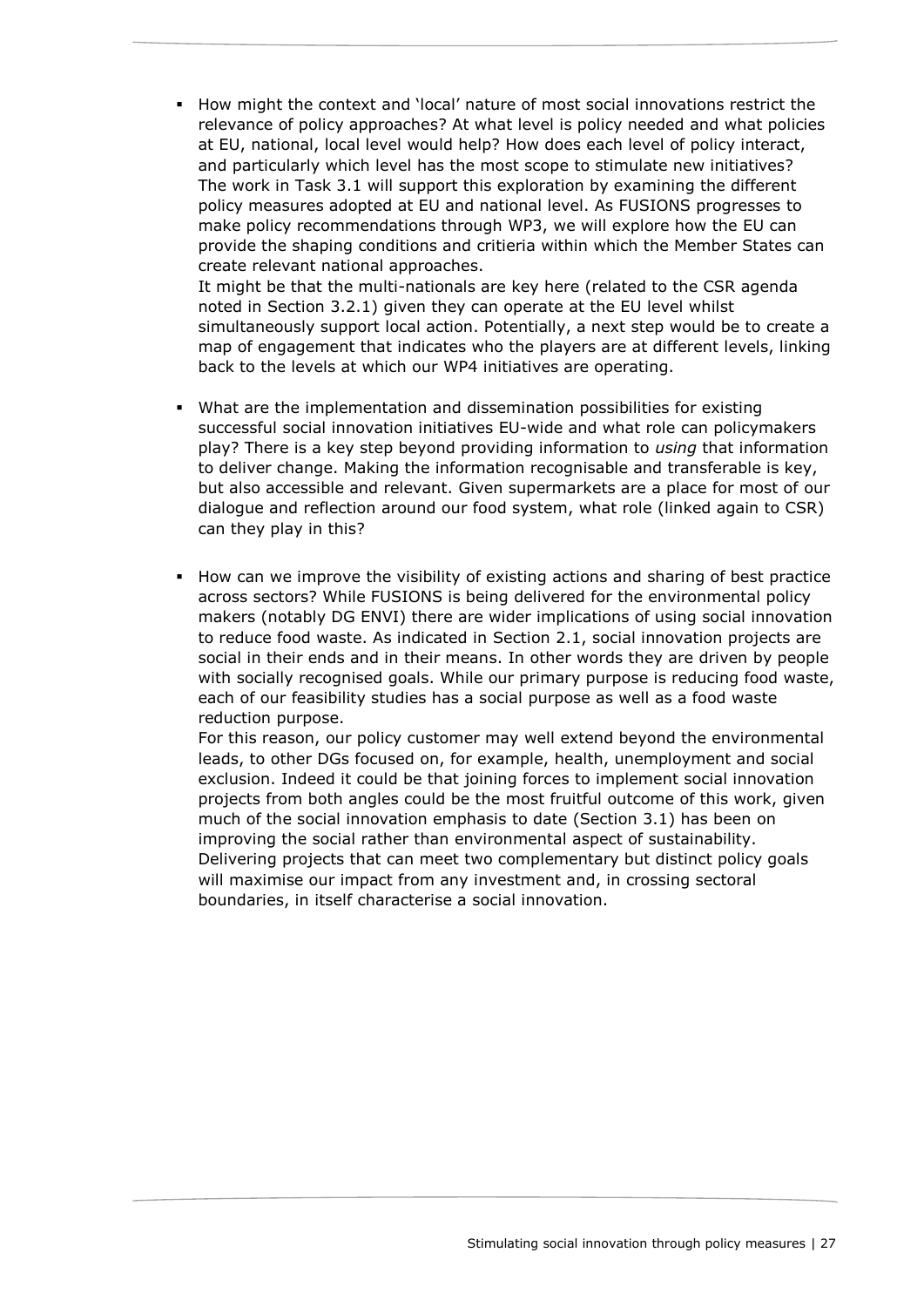- How might the context and 'local' nature of most social innovations restrict the relevance of policy approaches? At what level is policy needed and what policies at EU, national, local level would help? How does each level of policy interact, and particularly which level has the most scope to stimulate new initiatives? The work in Task 3.1 will support this exploration by examining the different policy measures adopted at EU and national level. As FUSIONS progresses to make policy recommendations through WP3, we will explore how the EU can provide the shaping conditions and critieria within which the Member States can create relevant national approaches.
  It might be that the multi-nationals are key here (related to the CSR agenda noted in Section 3.2.1) given they can operate at the EU level whilst simultaneously support local action. Potentially, a next step would be to create a map of engagement that indicates who the players are at different levels, linking back to the levels at which our WP4 initiatives are operating.

- What are the implementation and dissemination possibilities for existing successful social innovation initiatives EU-wide and what role can policymakers play? There is a key step beyond providing information to *using* that information to deliver change. Making the information recognisable and transferable is key, but also accessible and relevant. Given supermarkets are a place for most of our dialogue and reflection around our food system, what role (linked again to CSR) can they play in this?

- How can we improve the visibility of existing actions and sharing of best practice across sectors? While FUSIONS is being delivered for the environmental policy makers (notably DG ENVI) there are wider implications of using social innovation to reduce food waste. As indicated in Section 2.1, social innovation projects are social in their ends and in their means. In other words they are driven by people with socially recognised goals. While our primary purpose is reducing food waste, each of our feasibility studies has a social purpose as well as a food waste reduction purpose.
  For this reason, our policy customer may well extend beyond the environmental leads, to other DGs focused on, for example, health, unemployment and social exclusion. Indeed it could be that joining forces to implement social innovation projects from both angles could be the most fruitful outcome of this work, given much of the social innovation emphasis to date (Section 3.1) has been on improving the social rather than environmental aspect of sustainability. Delivering projects that can meet two complementary but distinct policy goals will maximise our impact from any investment and, in crossing sectoral boundaries, in itself characterise a social innovation.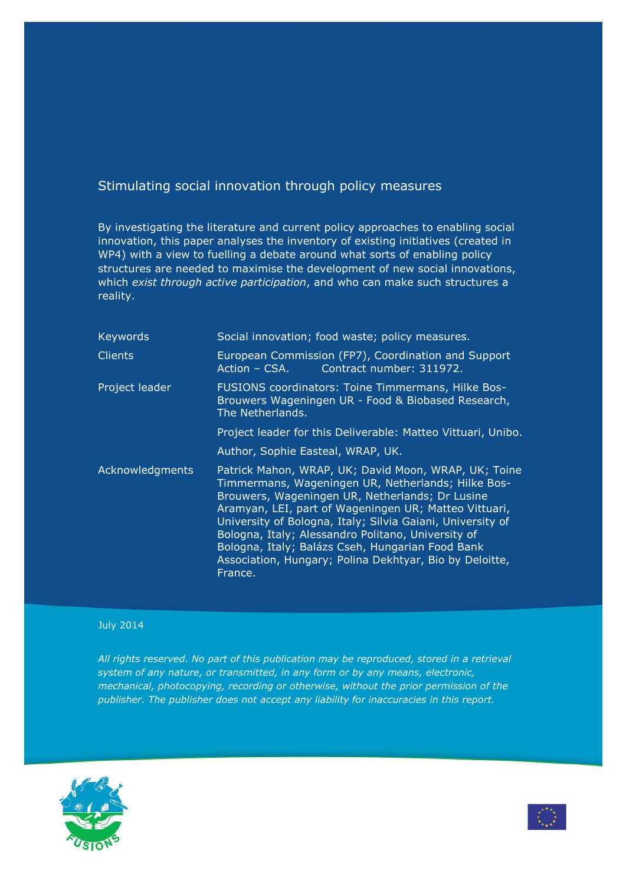## Stimulating social innovation through policy measures

By investigating the literature and current policy approaches to enabling social innovation, this paper analyses the inventory of existing initiatives (created in WP4) with a view to fuelling a debate around what sorts of enabling policy structures are needed to maximise the development of new social innovations, which *exist through active participation*, and who can make such structures a reality.

| | |
|---|---|
| Keywords | Social innovation; food waste; policy measures. |
| Clients | European Commission (FP7), Coordination and Support Action – CSA. Contract number: 311972. |
| Project leader | FUSIONS coordinators: Toine Timmermans, Hilke Bos-Brouwers Wageningen UR - Food & Biobased Research, The Netherlands. |
| | Project leader for this Deliverable: Matteo Vittuari, Unibo. |
| | Author, Sophie Easteal, WRAP, UK. |
| Acknowledgments | Patrick Mahon, WRAP, UK; David Moon, WRAP, UK; Toine Timmermans, Wageningen UR, Netherlands; Hilke Bos-Brouwers, Wageningen UR, Netherlands; Dr Lusine Aramyan, LEI, part of Wageningen UR; Matteo Vittuari, University of Bologna, Italy; Silvia Gaiani, University of Bologna, Italy; Alessandro Politano, University of Bologna, Italy; Balázs Cseh, Hungarian Food Bank Association, Hungary; Polina Dekhtyar, Bio by Deloitte, France. |

July 2014

*All rights reserved. No part of this publication may be reproduced, stored in a retrieval system of any nature, or transmitted, in any form or by any means, electronic, mechanical, photocopying, recording or otherwise, without the prior permission of the publisher. The publisher does not accept any liability for inaccuracies in this report.*

FUSIONS